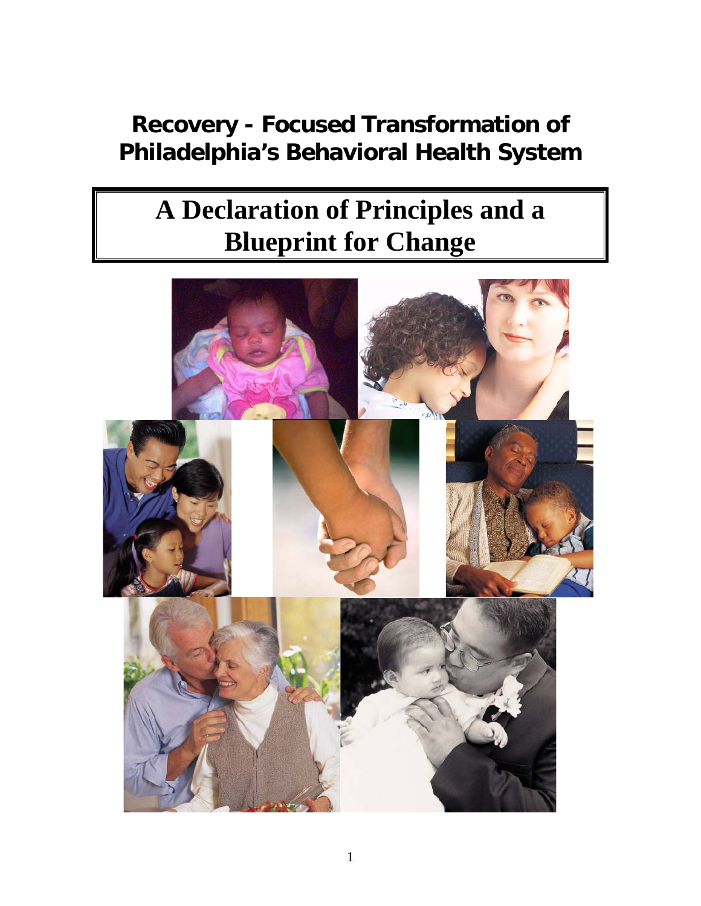# Recovery - Focused Transformation of Philadelphia's Behavioral Health System

## A Declaration of Principles and a Blueprint for Change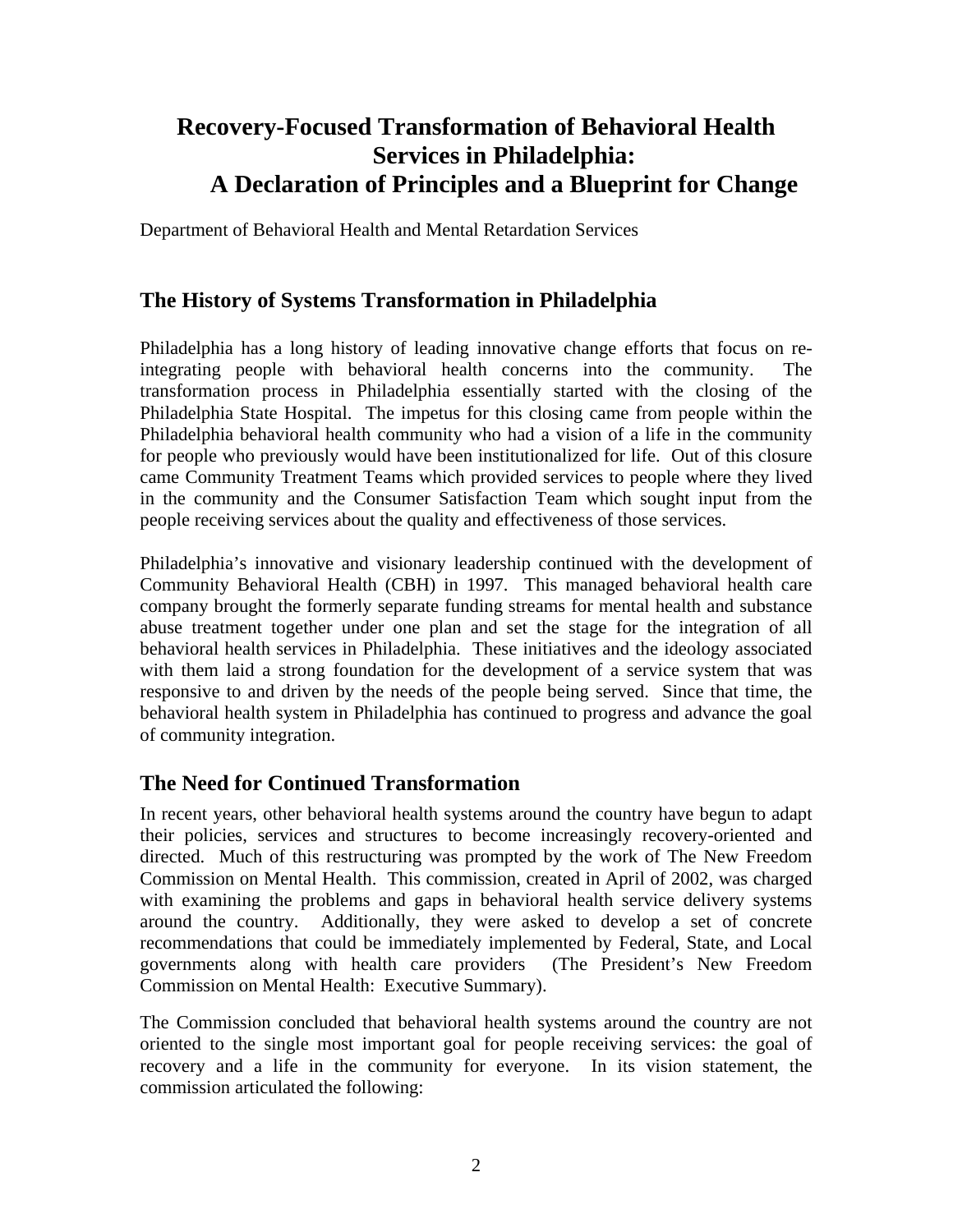# Recovery-Focused Transformation of Behavioral Health Services in Philadelphia: A Declaration of Principles and a Blueprint for Change

Department of Behavioral Health and Mental Retardation Services

## The History of Systems Transformation in Philadelphia

Philadelphia has a long history of leading innovative change efforts that focus on re-integrating people with behavioral health concerns into the community. The transformation process in Philadelphia essentially started with the closing of the Philadelphia State Hospital. The impetus for this closing came from people within the Philadelphia behavioral health community who had a vision of a life in the community for people who previously would have been institutionalized for life. Out of this closure came Community Treatment Teams which provided services to people where they lived in the community and the Consumer Satisfaction Team which sought input from the people receiving services about the quality and effectiveness of those services.

Philadelphia's innovative and visionary leadership continued with the development of Community Behavioral Health (CBH) in 1997. This managed behavioral health care company brought the formerly separate funding streams for mental health and substance abuse treatment together under one plan and set the stage for the integration of all behavioral health services in Philadelphia. These initiatives and the ideology associated with them laid a strong foundation for the development of a service system that was responsive to and driven by the needs of the people being served. Since that time, the behavioral health system in Philadelphia has continued to progress and advance the goal of community integration.

## The Need for Continued Transformation

In recent years, other behavioral health systems around the country have begun to adapt their policies, services and structures to become increasingly recovery-oriented and directed. Much of this restructuring was prompted by the work of The New Freedom Commission on Mental Health. This commission, created in April of 2002, was charged with examining the problems and gaps in behavioral health service delivery systems around the country. Additionally, they were asked to develop a set of concrete recommendations that could be immediately implemented by Federal, State, and Local governments along with health care providers (The President's New Freedom Commission on Mental Health: Executive Summary).

The Commission concluded that behavioral health systems around the country are not oriented to the single most important goal for people receiving services: the goal of recovery and a life in the community for everyone. In its vision statement, the commission articulated the following: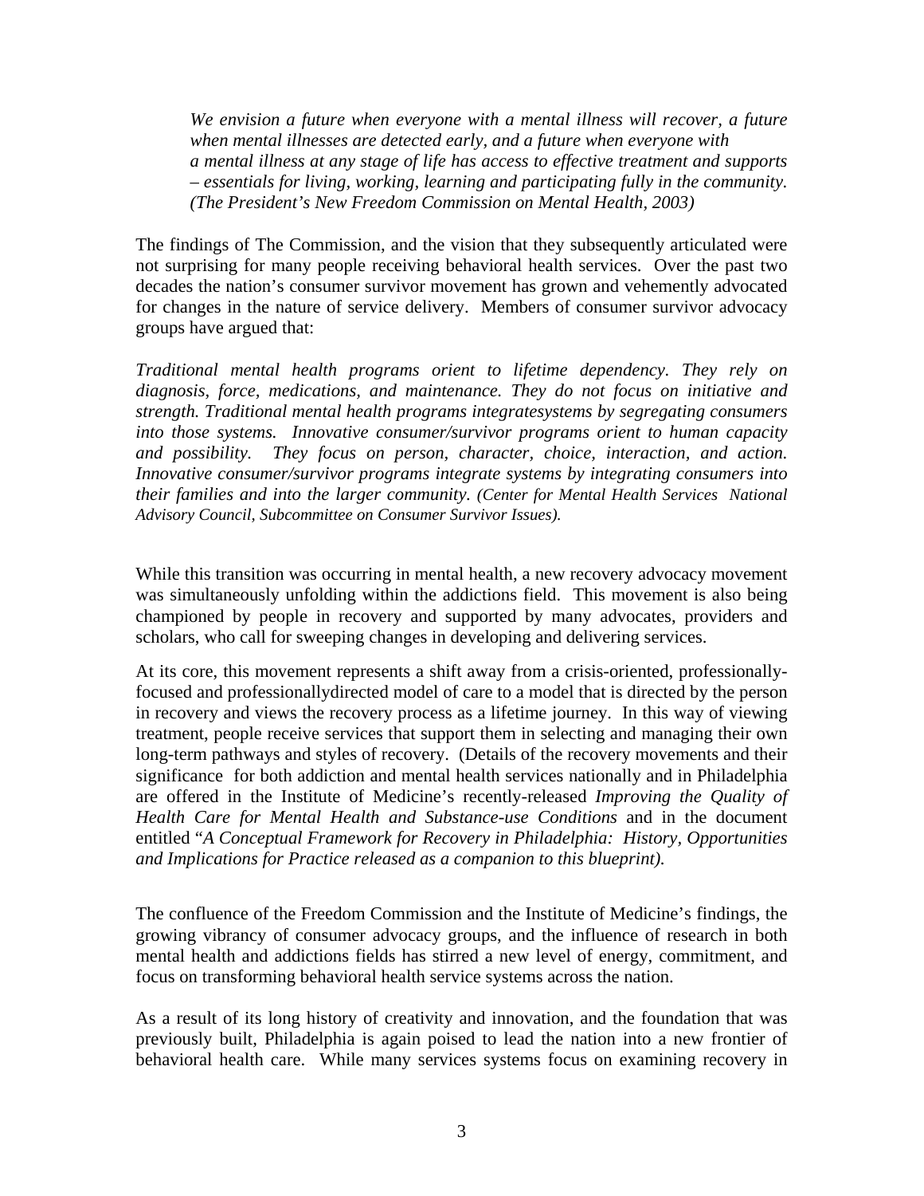*We envision a future when everyone with a mental illness will recover, a future when mental illnesses are detected early, and a future when everyone with a mental illness at any stage of life has access to effective treatment and supports – essentials for living, working, learning and participating fully in the community. (The President's New Freedom Commission on Mental Health, 2003)*

The findings of The Commission, and the vision that they subsequently articulated were not surprising for many people receiving behavioral health services. Over the past two decades the nation's consumer survivor movement has grown and vehemently advocated for changes in the nature of service delivery. Members of consumer survivor advocacy groups have argued that:

*Traditional mental health programs orient to lifetime dependency. They rely on diagnosis, force, medications, and maintenance. They do not focus on initiative and strength. Traditional mental health programs integratesystems by segregating consumers into those systems. Innovative consumer/survivor programs orient to human capacity and possibility. They focus on person, character, choice, interaction, and action. Innovative consumer/survivor programs integrate systems by integrating consumers into their families and into the larger community. (Center for Mental Health Services National Advisory Council, Subcommittee on Consumer Survivor Issues).*

While this transition was occurring in mental health, a new recovery advocacy movement was simultaneously unfolding within the addictions field. This movement is also being championed by people in recovery and supported by many advocates, providers and scholars, who call for sweeping changes in developing and delivering services.

At its core, this movement represents a shift away from a crisis-oriented, professionally-focused and professionallydirected model of care to a model that is directed by the person in recovery and views the recovery process as a lifetime journey. In this way of viewing treatment, people receive services that support them in selecting and managing their own long-term pathways and styles of recovery. (Details of the recovery movements and their significance for both addiction and mental health services nationally and in Philadelphia are offered in the Institute of Medicine's recently-released *Improving the Quality of Health Care for Mental Health and Substance-use Conditions* and in the document entitled "*A Conceptual Framework for Recovery in Philadelphia: History, Opportunities and Implications for Practice released as a companion to this blueprint).*

The confluence of the Freedom Commission and the Institute of Medicine's findings, the growing vibrancy of consumer advocacy groups, and the influence of research in both mental health and addictions fields has stirred a new level of energy, commitment, and focus on transforming behavioral health service systems across the nation.

As a result of its long history of creativity and innovation, and the foundation that was previously built, Philadelphia is again poised to lead the nation into a new frontier of behavioral health care. While many services systems focus on examining recovery in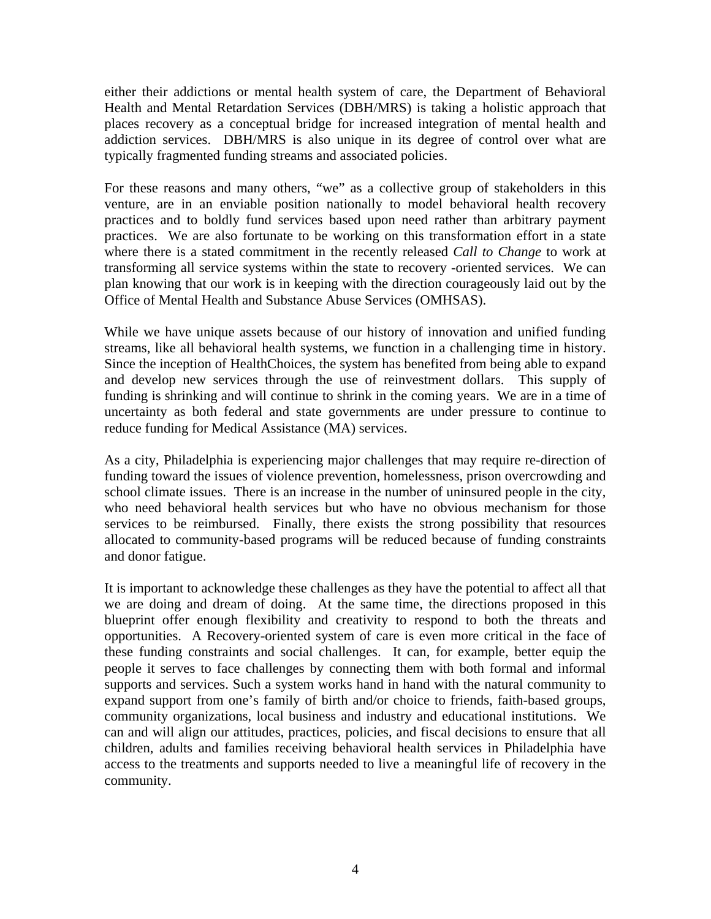either their addictions or mental health system of care, the Department of Behavioral Health and Mental Retardation Services (DBH/MRS) is taking a holistic approach that places recovery as a conceptual bridge for increased integration of mental health and addiction services. DBH/MRS is also unique in its degree of control over what are typically fragmented funding streams and associated policies.

For these reasons and many others, "we" as a collective group of stakeholders in this venture, are in an enviable position nationally to model behavioral health recovery practices and to boldly fund services based upon need rather than arbitrary payment practices. We are also fortunate to be working on this transformation effort in a state where there is a stated commitment in the recently released *Call to Change* to work at transforming all service systems within the state to recovery -oriented services. We can plan knowing that our work is in keeping with the direction courageously laid out by the Office of Mental Health and Substance Abuse Services (OMHSAS).

While we have unique assets because of our history of innovation and unified funding streams, like all behavioral health systems, we function in a challenging time in history. Since the inception of HealthChoices, the system has benefited from being able to expand and develop new services through the use of reinvestment dollars. This supply of funding is shrinking and will continue to shrink in the coming years. We are in a time of uncertainty as both federal and state governments are under pressure to continue to reduce funding for Medical Assistance (MA) services.

As a city, Philadelphia is experiencing major challenges that may require re-direction of funding toward the issues of violence prevention, homelessness, prison overcrowding and school climate issues. There is an increase in the number of uninsured people in the city, who need behavioral health services but who have no obvious mechanism for those services to be reimbursed. Finally, there exists the strong possibility that resources allocated to community-based programs will be reduced because of funding constraints and donor fatigue.

It is important to acknowledge these challenges as they have the potential to affect all that we are doing and dream of doing. At the same time, the directions proposed in this blueprint offer enough flexibility and creativity to respond to both the threats and opportunities. A Recovery-oriented system of care is even more critical in the face of these funding constraints and social challenges. It can, for example, better equip the people it serves to face challenges by connecting them with both formal and informal supports and services. Such a system works hand in hand with the natural community to expand support from one's family of birth and/or choice to friends, faith-based groups, community organizations, local business and industry and educational institutions. We can and will align our attitudes, practices, policies, and fiscal decisions to ensure that all children, adults and families receiving behavioral health services in Philadelphia have access to the treatments and supports needed to live a meaningful life of recovery in the community.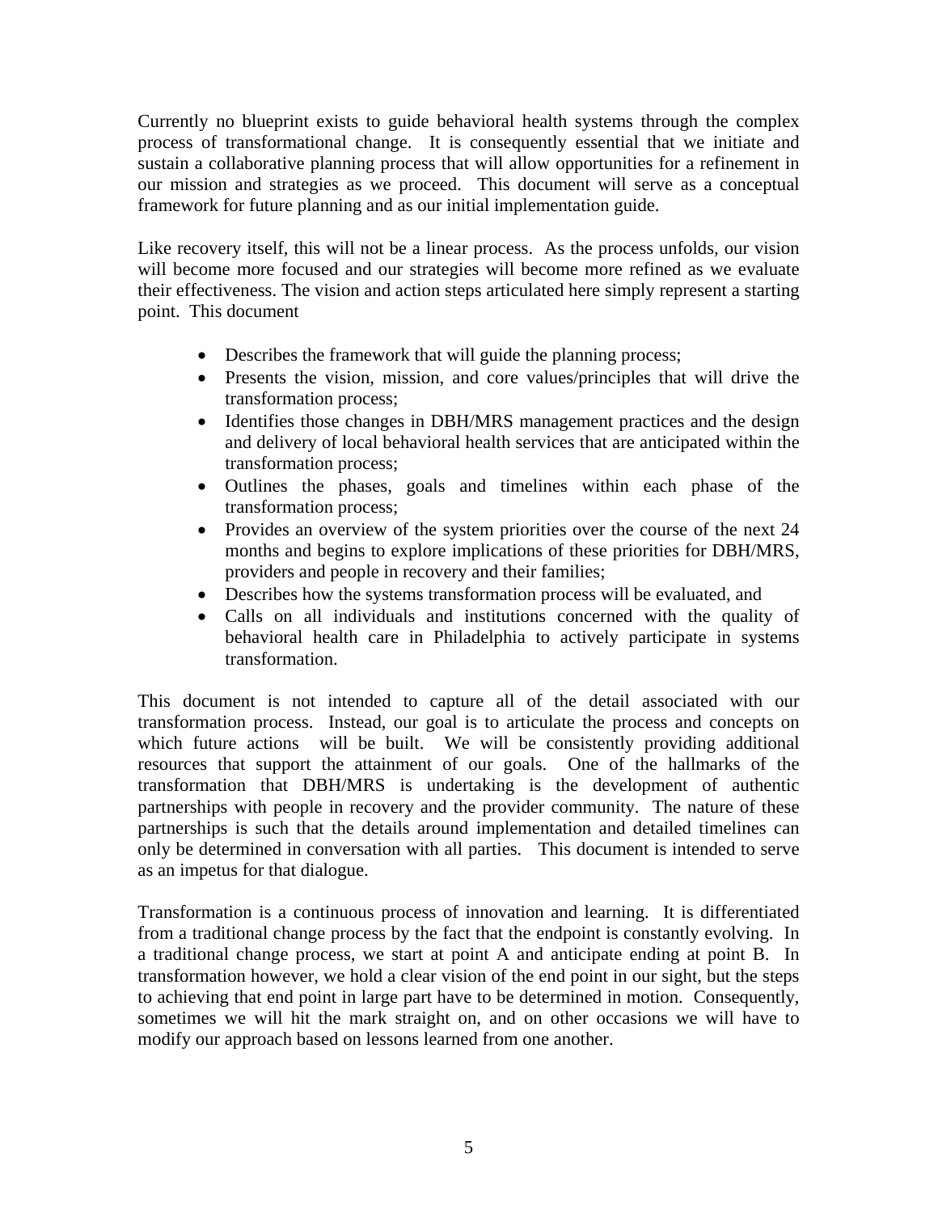Currently no blueprint exists to guide behavioral health systems through the complex process of transformational change. It is consequently essential that we initiate and sustain a collaborative planning process that will allow opportunities for a refinement in our mission and strategies as we proceed. This document will serve as a conceptual framework for future planning and as our initial implementation guide.

Like recovery itself, this will not be a linear process. As the process unfolds, our vision will become more focused and our strategies will become more refined as we evaluate their effectiveness. The vision and action steps articulated here simply represent a starting point. This document

- Describes the framework that will guide the planning process;
- Presents the vision, mission, and core values/principles that will drive the transformation process;
- Identifies those changes in DBH/MRS management practices and the design and delivery of local behavioral health services that are anticipated within the transformation process;
- Outlines the phases, goals and timelines within each phase of the transformation process;
- Provides an overview of the system priorities over the course of the next 24 months and begins to explore implications of these priorities for DBH/MRS, providers and people in recovery and their families;
- Describes how the systems transformation process will be evaluated, and
- Calls on all individuals and institutions concerned with the quality of behavioral health care in Philadelphia to actively participate in systems transformation.

This document is not intended to capture all of the detail associated with our transformation process. Instead, our goal is to articulate the process and concepts on which future actions will be built. We will be consistently providing additional resources that support the attainment of our goals. One of the hallmarks of the transformation that DBH/MRS is undertaking is the development of authentic partnerships with people in recovery and the provider community. The nature of these partnerships is such that the details around implementation and detailed timelines can only be determined in conversation with all parties. This document is intended to serve as an impetus for that dialogue.

Transformation is a continuous process of innovation and learning. It is differentiated from a traditional change process by the fact that the endpoint is constantly evolving. In a traditional change process, we start at point A and anticipate ending at point B. In transformation however, we hold a clear vision of the end point in our sight, but the steps to achieving that end point in large part have to be determined in motion. Consequently, sometimes we will hit the mark straight on, and on other occasions we will have to modify our approach based on lessons learned from one another.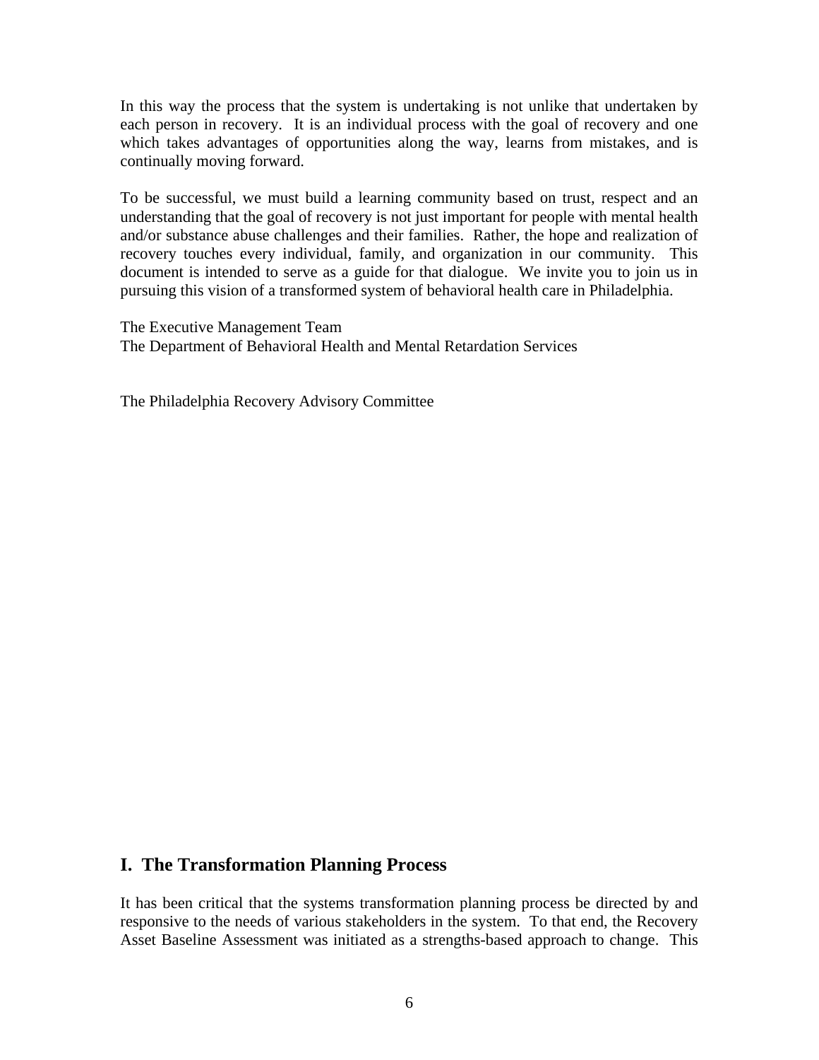In this way the process that the system is undertaking is not unlike that undertaken by each person in recovery. It is an individual process with the goal of recovery and one which takes advantages of opportunities along the way, learns from mistakes, and is continually moving forward.

To be successful, we must build a learning community based on trust, respect and an understanding that the goal of recovery is not just important for people with mental health and/or substance abuse challenges and their families. Rather, the hope and realization of recovery touches every individual, family, and organization in our community. This document is intended to serve as a guide for that dialogue. We invite you to join us in pursuing this vision of a transformed system of behavioral health care in Philadelphia.

The Executive Management Team
The Department of Behavioral Health and Mental Retardation Services

The Philadelphia Recovery Advisory Committee

## I. The Transformation Planning Process

It has been critical that the systems transformation planning process be directed by and responsive to the needs of various stakeholders in the system. To that end, the Recovery Asset Baseline Assessment was initiated as a strengths-based approach to change. This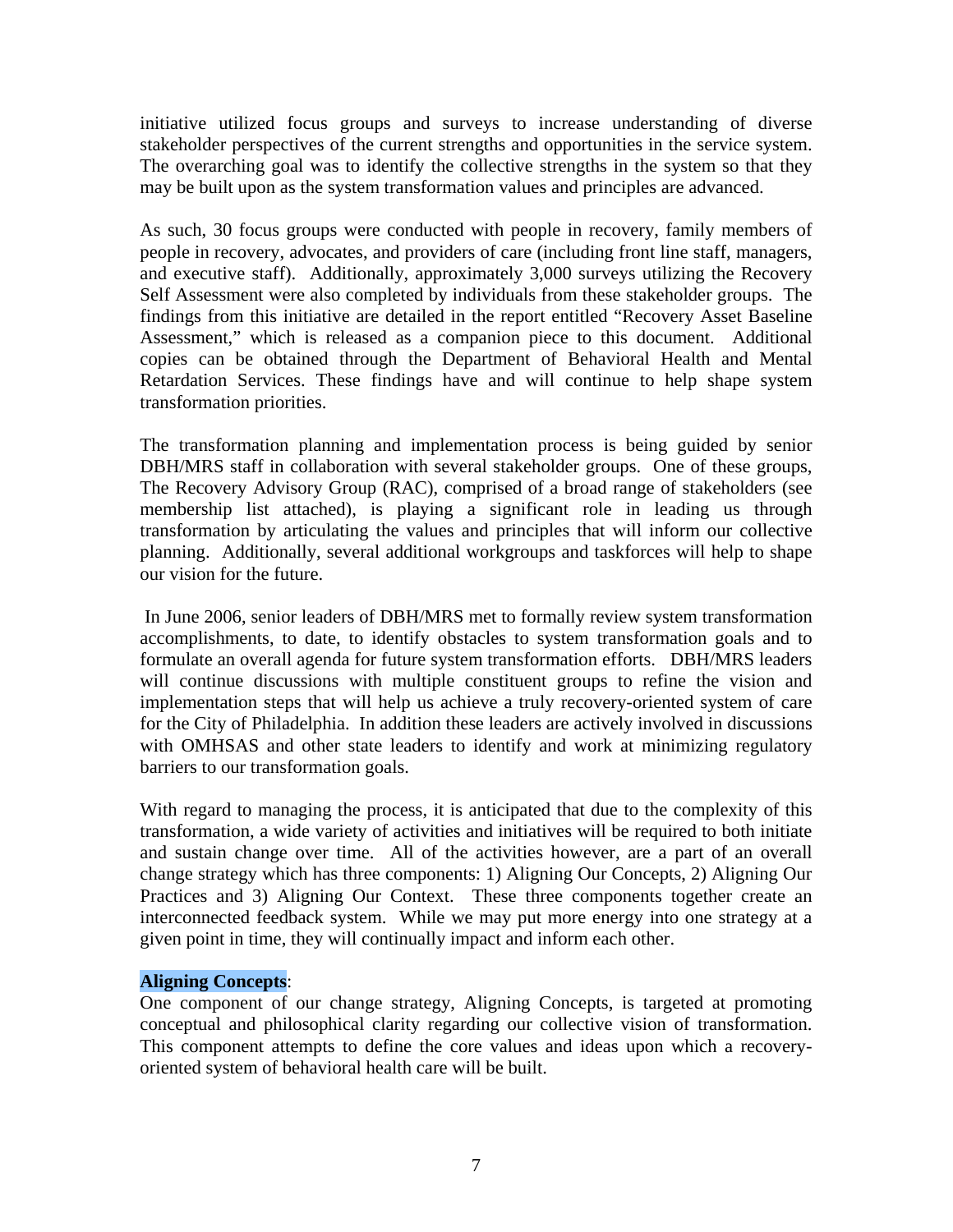initiative utilized focus groups and surveys to increase understanding of diverse stakeholder perspectives of the current strengths and opportunities in the service system. The overarching goal was to identify the collective strengths in the system so that they may be built upon as the system transformation values and principles are advanced.

As such, 30 focus groups were conducted with people in recovery, family members of people in recovery, advocates, and providers of care (including front line staff, managers, and executive staff). Additionally, approximately 3,000 surveys utilizing the Recovery Self Assessment were also completed by individuals from these stakeholder groups. The findings from this initiative are detailed in the report entitled "Recovery Asset Baseline Assessment," which is released as a companion piece to this document. Additional copies can be obtained through the Department of Behavioral Health and Mental Retardation Services. These findings have and will continue to help shape system transformation priorities.

The transformation planning and implementation process is being guided by senior DBH/MRS staff in collaboration with several stakeholder groups. One of these groups, The Recovery Advisory Group (RAC), comprised of a broad range of stakeholders (see membership list attached), is playing a significant role in leading us through transformation by articulating the values and principles that will inform our collective planning. Additionally, several additional workgroups and taskforces will help to shape our vision for the future.

In June 2006, senior leaders of DBH/MRS met to formally review system transformation accomplishments, to date, to identify obstacles to system transformation goals and to formulate an overall agenda for future system transformation efforts. DBH/MRS leaders will continue discussions with multiple constituent groups to refine the vision and implementation steps that will help us achieve a truly recovery-oriented system of care for the City of Philadelphia. In addition these leaders are actively involved in discussions with OMHSAS and other state leaders to identify and work at minimizing regulatory barriers to our transformation goals.

With regard to managing the process, it is anticipated that due to the complexity of this transformation, a wide variety of activities and initiatives will be required to both initiate and sustain change over time. All of the activities however, are a part of an overall change strategy which has three components: 1) Aligning Our Concepts, 2) Aligning Our Practices and 3) Aligning Our Context. These three components together create an interconnected feedback system. While we may put more energy into one strategy at a given point in time, they will continually impact and inform each other.

**Aligning Concepts**:
One component of our change strategy, Aligning Concepts, is targeted at promoting conceptual and philosophical clarity regarding our collective vision of transformation. This component attempts to define the core values and ideas upon which a recovery-oriented system of behavioral health care will be built.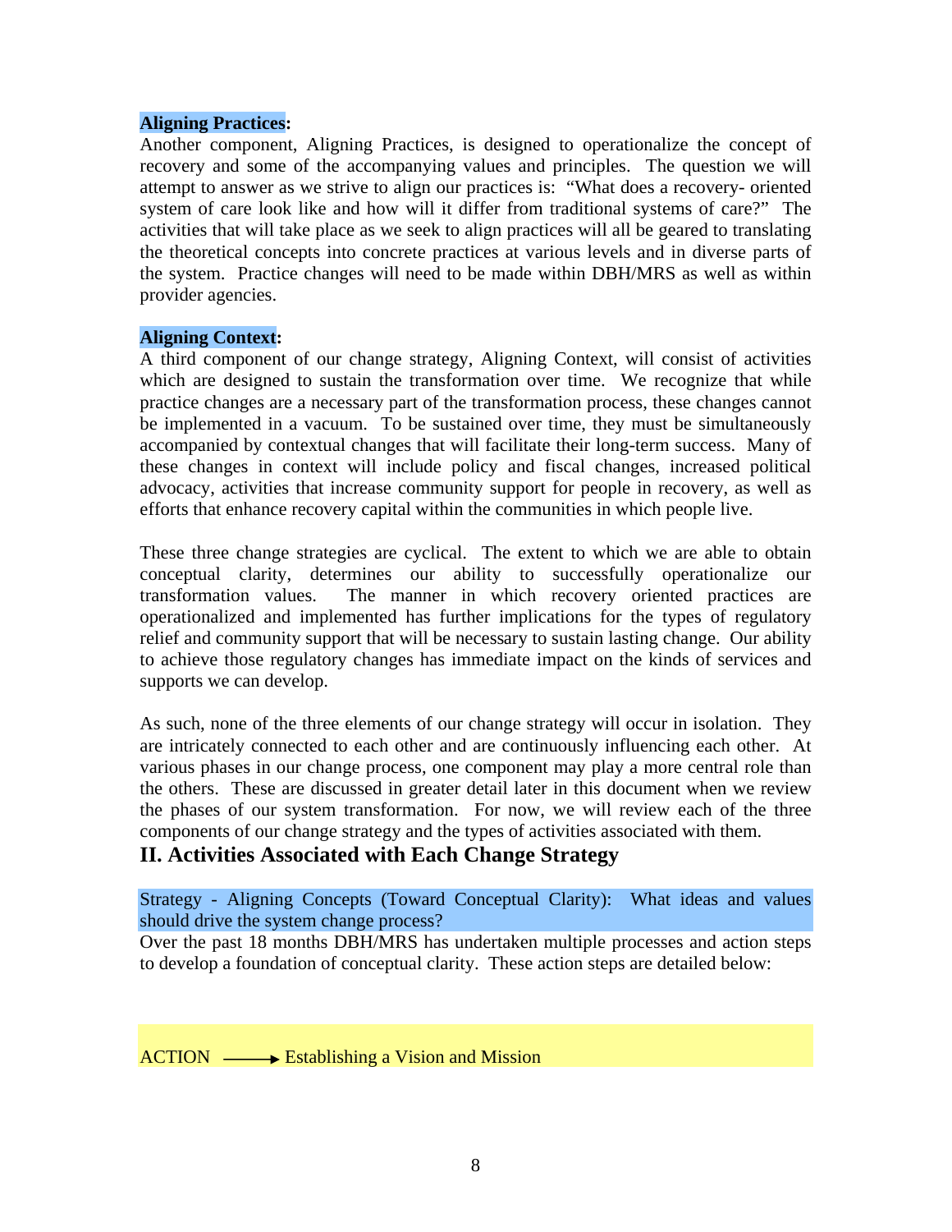**Aligning Practices:**

Another component, Aligning Practices, is designed to operationalize the concept of recovery and some of the accompanying values and principles. The question we will attempt to answer as we strive to align our practices is: "What does a recovery- oriented system of care look like and how will it differ from traditional systems of care?" The activities that will take place as we seek to align practices will all be geared to translating the theoretical concepts into concrete practices at various levels and in diverse parts of the system. Practice changes will need to be made within DBH/MRS as well as within provider agencies.

**Aligning Context:**

A third component of our change strategy, Aligning Context, will consist of activities which are designed to sustain the transformation over time. We recognize that while practice changes are a necessary part of the transformation process, these changes cannot be implemented in a vacuum. To be sustained over time, they must be simultaneously accompanied by contextual changes that will facilitate their long-term success. Many of these changes in context will include policy and fiscal changes, increased political advocacy, activities that increase community support for people in recovery, as well as efforts that enhance recovery capital within the communities in which people live.

These three change strategies are cyclical. The extent to which we are able to obtain conceptual clarity, determines our ability to successfully operationalize our transformation values. The manner in which recovery oriented practices are operationalized and implemented has further implications for the types of regulatory relief and community support that will be necessary to sustain lasting change. Our ability to achieve those regulatory changes has immediate impact on the kinds of services and supports we can develop.

As such, none of the three elements of our change strategy will occur in isolation. They are intricately connected to each other and are continuously influencing each other. At various phases in our change process, one component may play a more central role than the others. These are discussed in greater detail later in this document when we review the phases of our system transformation. For now, we will review each of the three components of our change strategy and the types of activities associated with them.

## II. Activities Associated with Each Change Strategy

Strategy - Aligning Concepts (Toward Conceptual Clarity): What ideas and values should drive the system change process?

Over the past 18 months DBH/MRS has undertaken multiple processes and action steps to develop a foundation of conceptual clarity. These action steps are detailed below:

ACTION ⟶ Establishing a Vision and Mission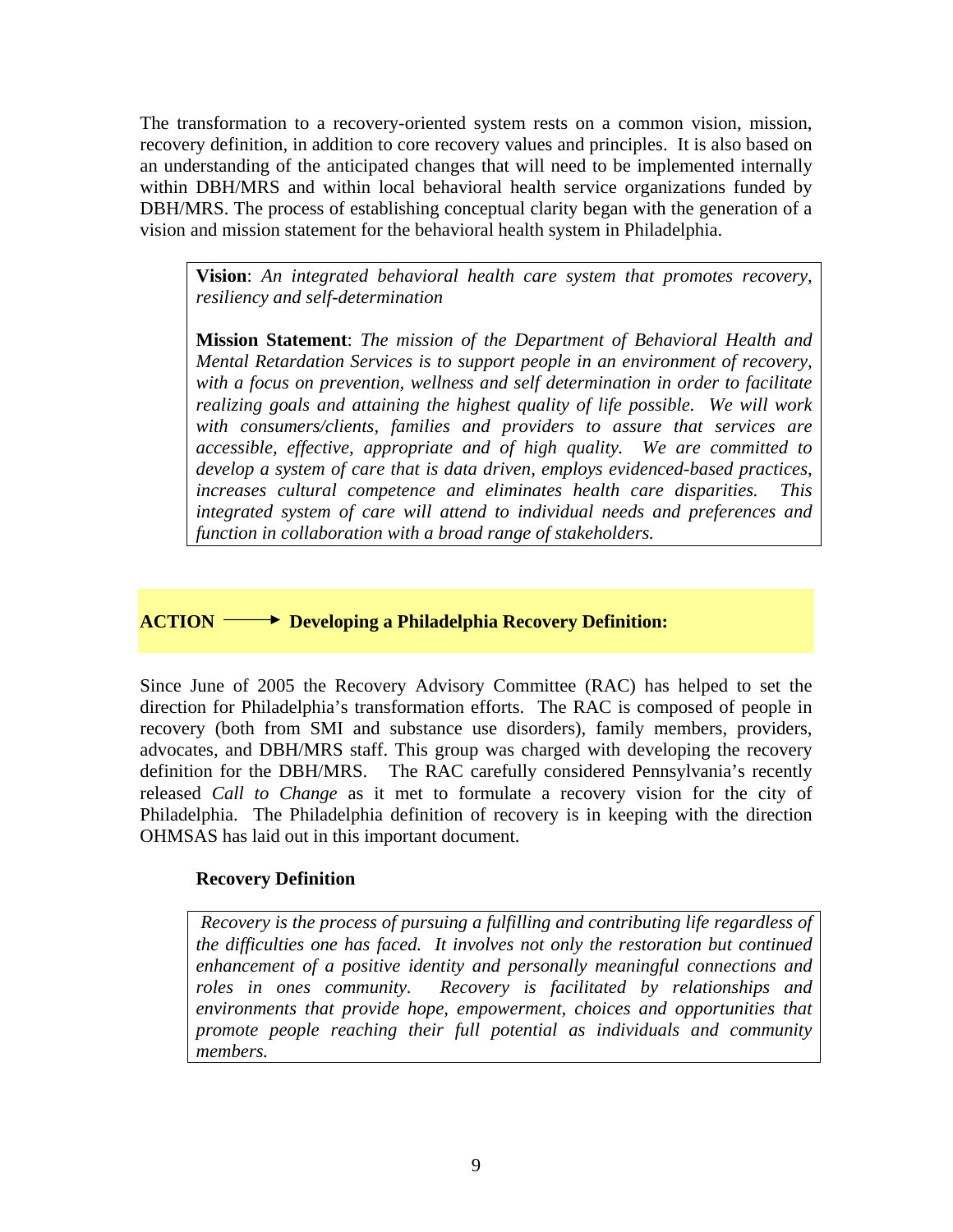The transformation to a recovery-oriented system rests on a common vision, mission, recovery definition, in addition to core recovery values and principles. It is also based on an understanding of the anticipated changes that will need to be implemented internally within DBH/MRS and within local behavioral health service organizations funded by DBH/MRS. The process of establishing conceptual clarity began with the generation of a vision and mission statement for the behavioral health system in Philadelphia.

> **Vision**: *An integrated behavioral health care system that promotes recovery, resiliency and self-determination*
>
> **Mission Statement**: *The mission of the Department of Behavioral Health and Mental Retardation Services is to support people in an environment of recovery, with a focus on prevention, wellness and self determination in order to facilitate realizing goals and attaining the highest quality of life possible. We will work with consumers/clients, families and providers to assure that services are accessible, effective, appropriate and of high quality. We are committed to develop a system of care that is data driven, employs evidenced-based practices, increases cultural competence and eliminates health care disparities. This integrated system of care will attend to individual needs and preferences and function in collaboration with a broad range of stakeholders.*

**ACTION ⟶ Developing a Philadelphia Recovery Definition:**

Since June of 2005 the Recovery Advisory Committee (RAC) has helped to set the direction for Philadelphia's transformation efforts. The RAC is composed of people in recovery (both from SMI and substance use disorders), family members, providers, advocates, and DBH/MRS staff. This group was charged with developing the recovery definition for the DBH/MRS. The RAC carefully considered Pennsylvania's recently released *Call to Change* as it met to formulate a recovery vision for the city of Philadelphia. The Philadelphia definition of recovery is in keeping with the direction OHMSAS has laid out in this important document.

**Recovery Definition**

> *Recovery is the process of pursuing a fulfilling and contributing life regardless of the difficulties one has faced. It involves not only the restoration but continued enhancement of a positive identity and personally meaningful connections and roles in ones community. Recovery is facilitated by relationships and environments that provide hope, empowerment, choices and opportunities that promote people reaching their full potential as individuals and community members.*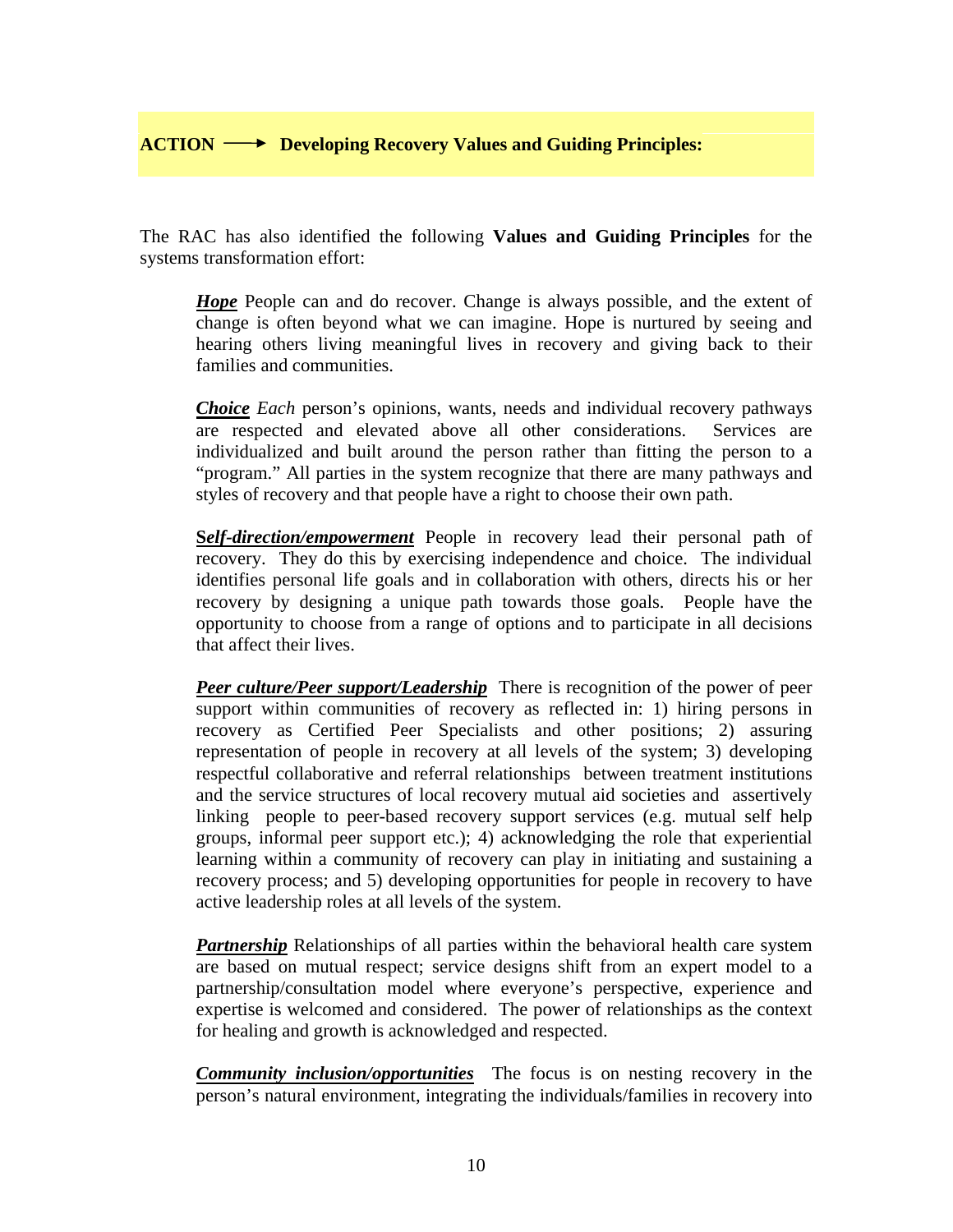**ACTION ⟶ Developing Recovery Values and Guiding Principles:**

The RAC has also identified the following **Values and Guiding Principles** for the systems transformation effort:

> ***Hope*** People can and do recover. Change is always possible, and the extent of change is often beyond what we can imagine. Hope is nurtured by seeing and hearing others living meaningful lives in recovery and giving back to their families and communities.
>
> ***Choice*** *Each* person's opinions, wants, needs and individual recovery pathways are respected and elevated above all other considerations. Services are individualized and built around the person rather than fitting the person to a "program." All parties in the system recognize that there are many pathways and styles of recovery and that people have a right to choose their own path.
>
> ***Self-direction/empowerment*** People in recovery lead their personal path of recovery. They do this by exercising independence and choice. The individual identifies personal life goals and in collaboration with others, directs his or her recovery by designing a unique path towards those goals. People have the opportunity to choose from a range of options and to participate in all decisions that affect their lives.
>
> ***Peer culture/Peer support/Leadership*** There is recognition of the power of peer support within communities of recovery as reflected in: 1) hiring persons in recovery as Certified Peer Specialists and other positions; 2) assuring representation of people in recovery at all levels of the system; 3) developing respectful collaborative and referral relationships between treatment institutions and the service structures of local recovery mutual aid societies and assertively linking people to peer-based recovery support services (e.g. mutual self help groups, informal peer support etc.); 4) acknowledging the role that experiential learning within a community of recovery can play in initiating and sustaining a recovery process; and 5) developing opportunities for people in recovery to have active leadership roles at all levels of the system.
>
> ***Partnership*** Relationships of all parties within the behavioral health care system are based on mutual respect; service designs shift from an expert model to a partnership/consultation model where everyone's perspective, experience and expertise is welcomed and considered. The power of relationships as the context for healing and growth is acknowledged and respected.
>
> ***Community inclusion/opportunities*** The focus is on nesting recovery in the person's natural environment, integrating the individuals/families in recovery into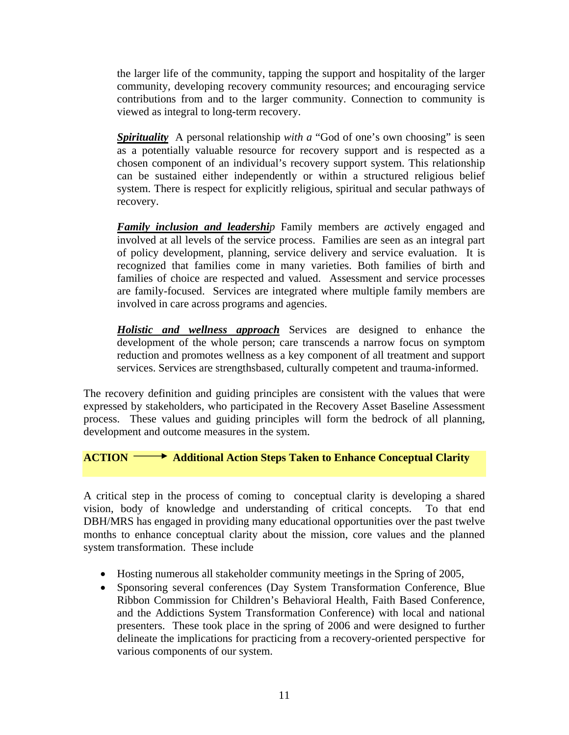the larger life of the community, tapping the support and hospitality of the larger community, developing recovery community resources; and encouraging service contributions from and to the larger community. Connection to community is viewed as integral to long-term recovery.

***Spirituality*** A personal relationship *with a* "God of one's own choosing" is seen as a potentially valuable resource for recovery support and is respected as a chosen component of an individual's recovery support system. This relationship can be sustained either independently or within a structured religious belief system. There is respect for explicitly religious, spiritual and secular pathways of recovery.

***Family inclusion and leadership*** Family members are *a*ctively engaged and involved at all levels of the service process. Families are seen as an integral part of policy development, planning, service delivery and service evaluation. It is recognized that families come in many varieties. Both families of birth and families of choice are respected and valued. Assessment and service processes are family-focused. Services are integrated where multiple family members are involved in care across programs and agencies.

***Holistic and wellness approach*** Services are designed to enhance the development of the whole person; care transcends a narrow focus on symptom reduction and promotes wellness as a key component of all treatment and support services. Services are strengthsbased, culturally competent and trauma-informed.

The recovery definition and guiding principles are consistent with the values that were expressed by stakeholders, who participated in the Recovery Asset Baseline Assessment process. These values and guiding principles will form the bedrock of all planning, development and outcome measures in the system.

**ACTION ⟶ Additional Action Steps Taken to Enhance Conceptual Clarity**

A critical step in the process of coming to conceptual clarity is developing a shared vision, body of knowledge and understanding of critical concepts. To that end DBH/MRS has engaged in providing many educational opportunities over the past twelve months to enhance conceptual clarity about the mission, core values and the planned system transformation. These include

- Hosting numerous all stakeholder community meetings in the Spring of 2005,
- Sponsoring several conferences (Day System Transformation Conference, Blue Ribbon Commission for Children's Behavioral Health, Faith Based Conference, and the Addictions System Transformation Conference) with local and national presenters. These took place in the spring of 2006 and were designed to further delineate the implications for practicing from a recovery-oriented perspective for various components of our system.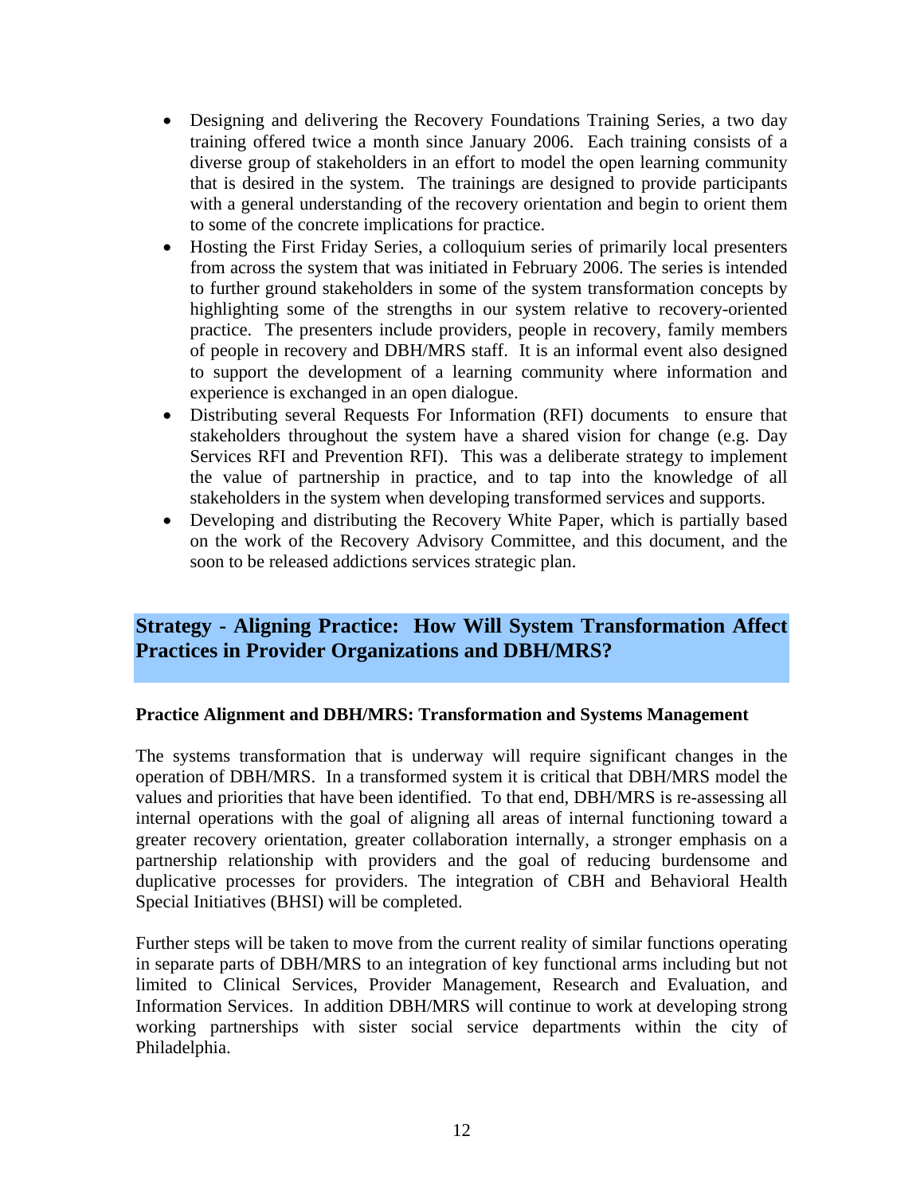- Designing and delivering the Recovery Foundations Training Series, a two day training offered twice a month since January 2006. Each training consists of a diverse group of stakeholders in an effort to model the open learning community that is desired in the system. The trainings are designed to provide participants with a general understanding of the recovery orientation and begin to orient them to some of the concrete implications for practice.
- Hosting the First Friday Series, a colloquium series of primarily local presenters from across the system that was initiated in February 2006. The series is intended to further ground stakeholders in some of the system transformation concepts by highlighting some of the strengths in our system relative to recovery-oriented practice. The presenters include providers, people in recovery, family members of people in recovery and DBH/MRS staff. It is an informal event also designed to support the development of a learning community where information and experience is exchanged in an open dialogue.
- Distributing several Requests For Information (RFI) documents to ensure that stakeholders throughout the system have a shared vision for change (e.g. Day Services RFI and Prevention RFI). This was a deliberate strategy to implement the value of partnership in practice, and to tap into the knowledge of all stakeholders in the system when developing transformed services and supports.
- Developing and distributing the Recovery White Paper, which is partially based on the work of the Recovery Advisory Committee, and this document, and the soon to be released addictions services strategic plan.

## Strategy - Aligning Practice: How Will System Transformation Affect Practices in Provider Organizations and DBH/MRS?

### Practice Alignment and DBH/MRS: Transformation and Systems Management

The systems transformation that is underway will require significant changes in the operation of DBH/MRS. In a transformed system it is critical that DBH/MRS model the values and priorities that have been identified. To that end, DBH/MRS is re-assessing all internal operations with the goal of aligning all areas of internal functioning toward a greater recovery orientation, greater collaboration internally, a stronger emphasis on a partnership relationship with providers and the goal of reducing burdensome and duplicative processes for providers. The integration of CBH and Behavioral Health Special Initiatives (BHSI) will be completed.

Further steps will be taken to move from the current reality of similar functions operating in separate parts of DBH/MRS to an integration of key functional arms including but not limited to Clinical Services, Provider Management, Research and Evaluation, and Information Services. In addition DBH/MRS will continue to work at developing strong working partnerships with sister social service departments within the city of Philadelphia.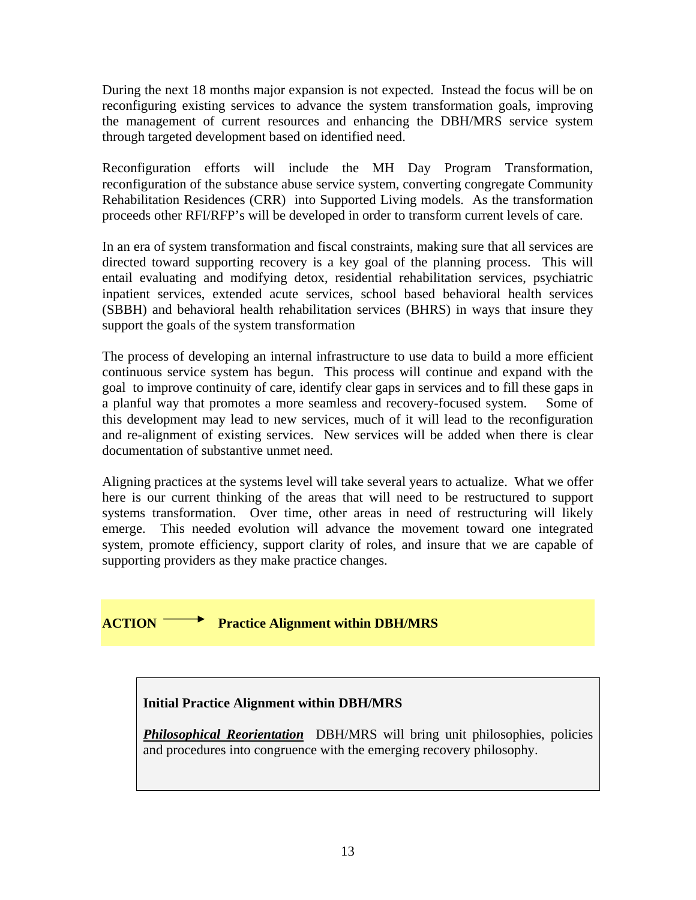During the next 18 months major expansion is not expected. Instead the focus will be on reconfiguring existing services to advance the system transformation goals, improving the management of current resources and enhancing the DBH/MRS service system through targeted development based on identified need.

Reconfiguration efforts will include the MH Day Program Transformation, reconfiguration of the substance abuse service system, converting congregate Community Rehabilitation Residences (CRR) into Supported Living models. As the transformation proceeds other RFI/RFP's will be developed in order to transform current levels of care.

In an era of system transformation and fiscal constraints, making sure that all services are directed toward supporting recovery is a key goal of the planning process. This will entail evaluating and modifying detox, residential rehabilitation services, psychiatric inpatient services, extended acute services, school based behavioral health services (SBBH) and behavioral health rehabilitation services (BHRS) in ways that insure they support the goals of the system transformation

The process of developing an internal infrastructure to use data to build a more efficient continuous service system has begun. This process will continue and expand with the goal to improve continuity of care, identify clear gaps in services and to fill these gaps in a planful way that promotes a more seamless and recovery-focused system. Some of this development may lead to new services, much of it will lead to the reconfiguration and re-alignment of existing services. New services will be added when there is clear documentation of substantive unmet need.

Aligning practices at the systems level will take several years to actualize. What we offer here is our current thinking of the areas that will need to be restructured to support systems transformation. Over time, other areas in need of restructuring will likely emerge. This needed evolution will advance the movement toward one integrated system, promote efficiency, support clarity of roles, and insure that we are capable of supporting providers as they make practice changes.

**ACTION ⟶ Practice Alignment within DBH/MRS**

**Initial Practice Alignment within DBH/MRS**

***Philosophical Reorientation*** DBH/MRS will bring unit philosophies, policies and procedures into congruence with the emerging recovery philosophy.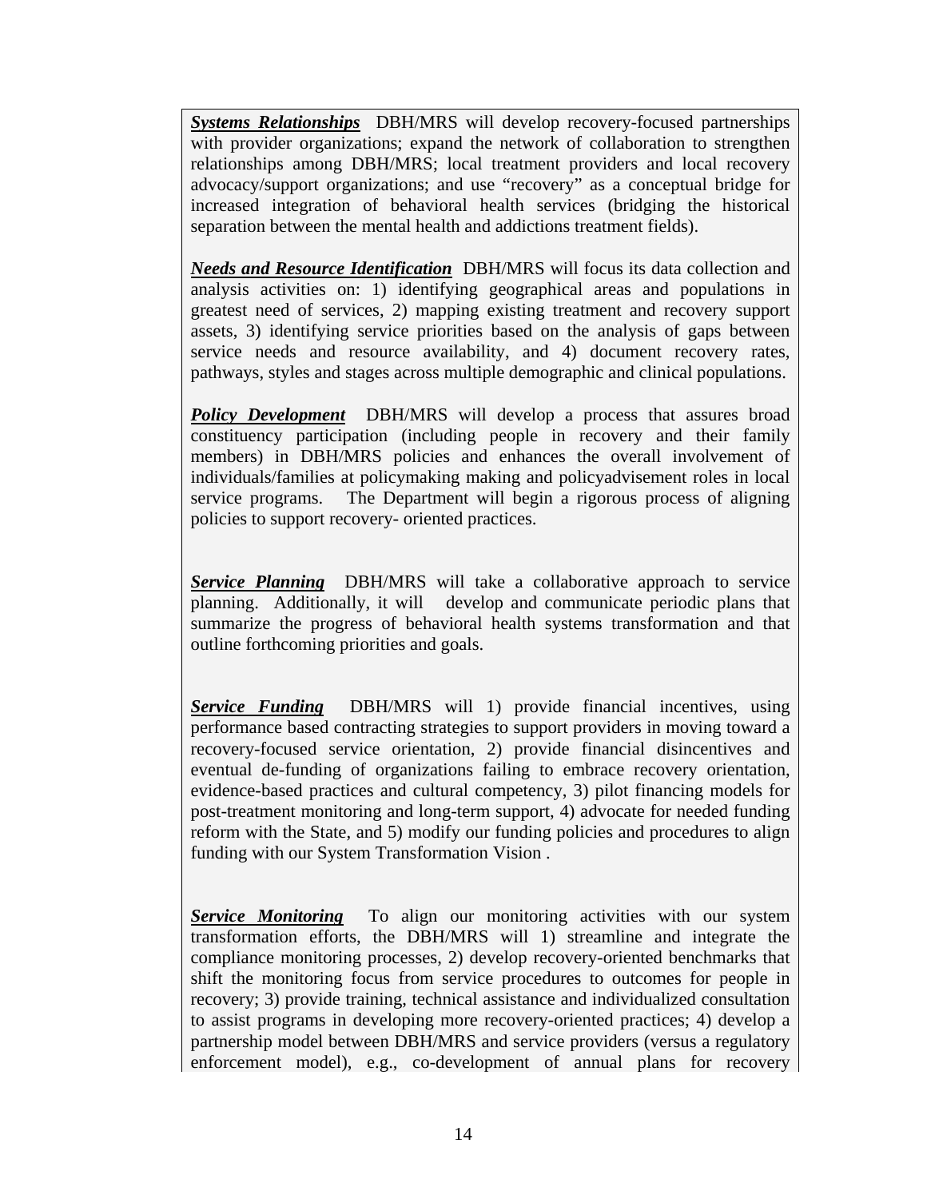***Systems Relationships*** DBH/MRS will develop recovery-focused partnerships with provider organizations; expand the network of collaboration to strengthen relationships among DBH/MRS; local treatment providers and local recovery advocacy/support organizations; and use "recovery" as a conceptual bridge for increased integration of behavioral health services (bridging the historical separation between the mental health and addictions treatment fields).

***Needs and Resource Identification*** DBH/MRS will focus its data collection and analysis activities on: 1) identifying geographical areas and populations in greatest need of services, 2) mapping existing treatment and recovery support assets, 3) identifying service priorities based on the analysis of gaps between service needs and resource availability, and 4) document recovery rates, pathways, styles and stages across multiple demographic and clinical populations.

***Policy Development*** DBH/MRS will develop a process that assures broad constituency participation (including people in recovery and their family members) in DBH/MRS policies and enhances the overall involvement of individuals/families at policymaking making and policyadvisement roles in local service programs. The Department will begin a rigorous process of aligning policies to support recovery- oriented practices.

***Service Planning*** DBH/MRS will take a collaborative approach to service planning. Additionally, it will develop and communicate periodic plans that summarize the progress of behavioral health systems transformation and that outline forthcoming priorities and goals.

***Service Funding*** DBH/MRS will 1) provide financial incentives, using performance based contracting strategies to support providers in moving toward a recovery-focused service orientation, 2) provide financial disincentives and eventual de-funding of organizations failing to embrace recovery orientation, evidence-based practices and cultural competency, 3) pilot financing models for post-treatment monitoring and long-term support, 4) advocate for needed funding reform with the State, and 5) modify our funding policies and procedures to align funding with our System Transformation Vision .

***Service Monitoring*** To align our monitoring activities with our system transformation efforts, the DBH/MRS will 1) streamline and integrate the compliance monitoring processes, 2) develop recovery-oriented benchmarks that shift the monitoring focus from service procedures to outcomes for people in recovery; 3) provide training, technical assistance and individualized consultation to assist programs in developing more recovery-oriented practices; 4) develop a partnership model between DBH/MRS and service providers (versus a regulatory enforcement model), e.g., co-development of annual plans for recovery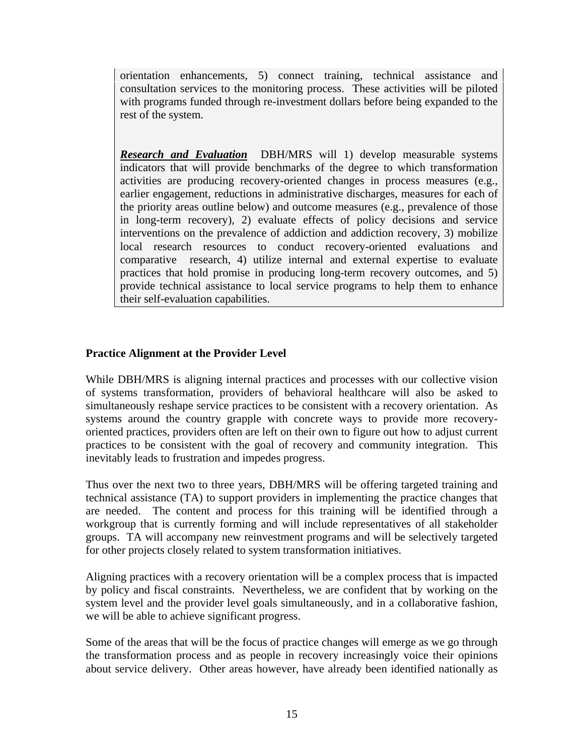orientation enhancements, 5) connect training, technical assistance and consultation services to the monitoring process. These activities will be piloted with programs funded through re-investment dollars before being expanded to the rest of the system.

***Research and Evaluation*** DBH/MRS will 1) develop measurable systems indicators that will provide benchmarks of the degree to which transformation activities are producing recovery-oriented changes in process measures (e.g., earlier engagement, reductions in administrative discharges, measures for each of the priority areas outline below) and outcome measures (e.g., prevalence of those in long-term recovery), 2) evaluate effects of policy decisions and service interventions on the prevalence of addiction and addiction recovery, 3) mobilize local research resources to conduct recovery-oriented evaluations and comparative research, 4) utilize internal and external expertise to evaluate practices that hold promise in producing long-term recovery outcomes, and 5) provide technical assistance to local service programs to help them to enhance their self-evaluation capabilities.

**Practice Alignment at the Provider Level**

While DBH/MRS is aligning internal practices and processes with our collective vision of systems transformation, providers of behavioral healthcare will also be asked to simultaneously reshape service practices to be consistent with a recovery orientation. As systems around the country grapple with concrete ways to provide more recovery-oriented practices, providers often are left on their own to figure out how to adjust current practices to be consistent with the goal of recovery and community integration. This inevitably leads to frustration and impedes progress.

Thus over the next two to three years, DBH/MRS will be offering targeted training and technical assistance (TA) to support providers in implementing the practice changes that are needed. The content and process for this training will be identified through a workgroup that is currently forming and will include representatives of all stakeholder groups. TA will accompany new reinvestment programs and will be selectively targeted for other projects closely related to system transformation initiatives.

Aligning practices with a recovery orientation will be a complex process that is impacted by policy and fiscal constraints. Nevertheless, we are confident that by working on the system level and the provider level goals simultaneously, and in a collaborative fashion, we will be able to achieve significant progress.

Some of the areas that will be the focus of practice changes will emerge as we go through the transformation process and as people in recovery increasingly voice their opinions about service delivery. Other areas however, have already been identified nationally as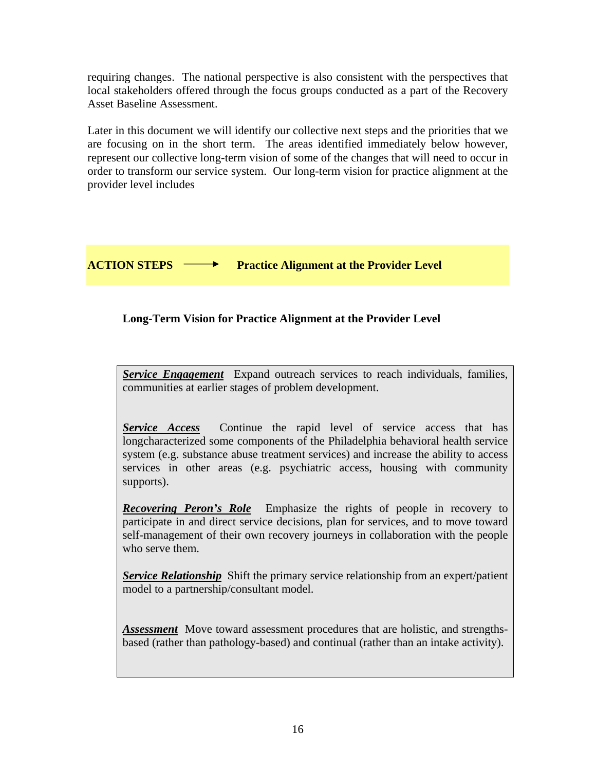requiring changes. The national perspective is also consistent with the perspectives that local stakeholders offered through the focus groups conducted as a part of the Recovery Asset Baseline Assessment.

Later in this document we will identify our collective next steps and the priorities that we are focusing on in the short term. The areas identified immediately below however, represent our collective long-term vision of some of the changes that will need to occur in order to transform our service system. Our long-term vision for practice alignment at the provider level includes

**ACTION STEPS** ⟶ **Practice Alignment at the Provider Level**

**Long-Term Vision for Practice Alignment at the Provider Level**

***Service Engagement*** Expand outreach services to reach individuals, families, communities at earlier stages of problem development.

***Service Access*** Continue the rapid level of service access that has longcharacterized some components of the Philadelphia behavioral health service system (e.g. substance abuse treatment services) and increase the ability to access services in other areas (e.g. psychiatric access, housing with community supports).

***Recovering Peron's Role*** Emphasize the rights of people in recovery to participate in and direct service decisions, plan for services, and to move toward self-management of their own recovery journeys in collaboration with the people who serve them.

***Service Relationship*** Shift the primary service relationship from an expert/patient model to a partnership/consultant model.

***Assessment*** Move toward assessment procedures that are holistic, and strengths-based (rather than pathology-based) and continual (rather than an intake activity).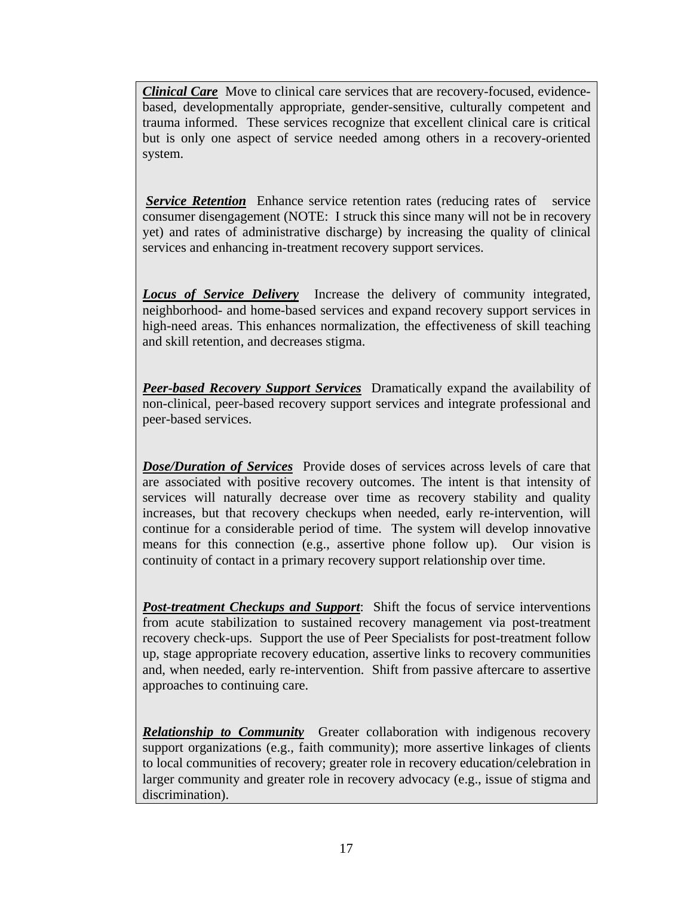***Clinical Care*** Move to clinical care services that are recovery-focused, evidence-based, developmentally appropriate, gender-sensitive, culturally competent and trauma informed. These services recognize that excellent clinical care is critical but is only one aspect of service needed among others in a recovery-oriented system.

***Service Retention*** Enhance service retention rates (reducing rates of service consumer disengagement (NOTE: I struck this since many will not be in recovery yet) and rates of administrative discharge) by increasing the quality of clinical services and enhancing in-treatment recovery support services.

***Locus of Service Delivery*** Increase the delivery of community integrated, neighborhood- and home-based services and expand recovery support services in high-need areas. This enhances normalization, the effectiveness of skill teaching and skill retention, and decreases stigma.

***Peer-based Recovery Support Services*** Dramatically expand the availability of non-clinical, peer-based recovery support services and integrate professional and peer-based services.

***Dose/Duration of Services*** Provide doses of services across levels of care that are associated with positive recovery outcomes. The intent is that intensity of services will naturally decrease over time as recovery stability and quality increases, but that recovery checkups when needed, early re-intervention, will continue for a considerable period of time. The system will develop innovative means for this connection (e.g., assertive phone follow up). Our vision is continuity of contact in a primary recovery support relationship over time.

***Post-treatment Checkups and Support***: Shift the focus of service interventions from acute stabilization to sustained recovery management via post-treatment recovery check-ups. Support the use of Peer Specialists for post-treatment follow up, stage appropriate recovery education, assertive links to recovery communities and, when needed, early re-intervention. Shift from passive aftercare to assertive approaches to continuing care.

***Relationship to Community*** Greater collaboration with indigenous recovery support organizations (e.g., faith community); more assertive linkages of clients to local communities of recovery; greater role in recovery education/celebration in larger community and greater role in recovery advocacy (e.g., issue of stigma and discrimination).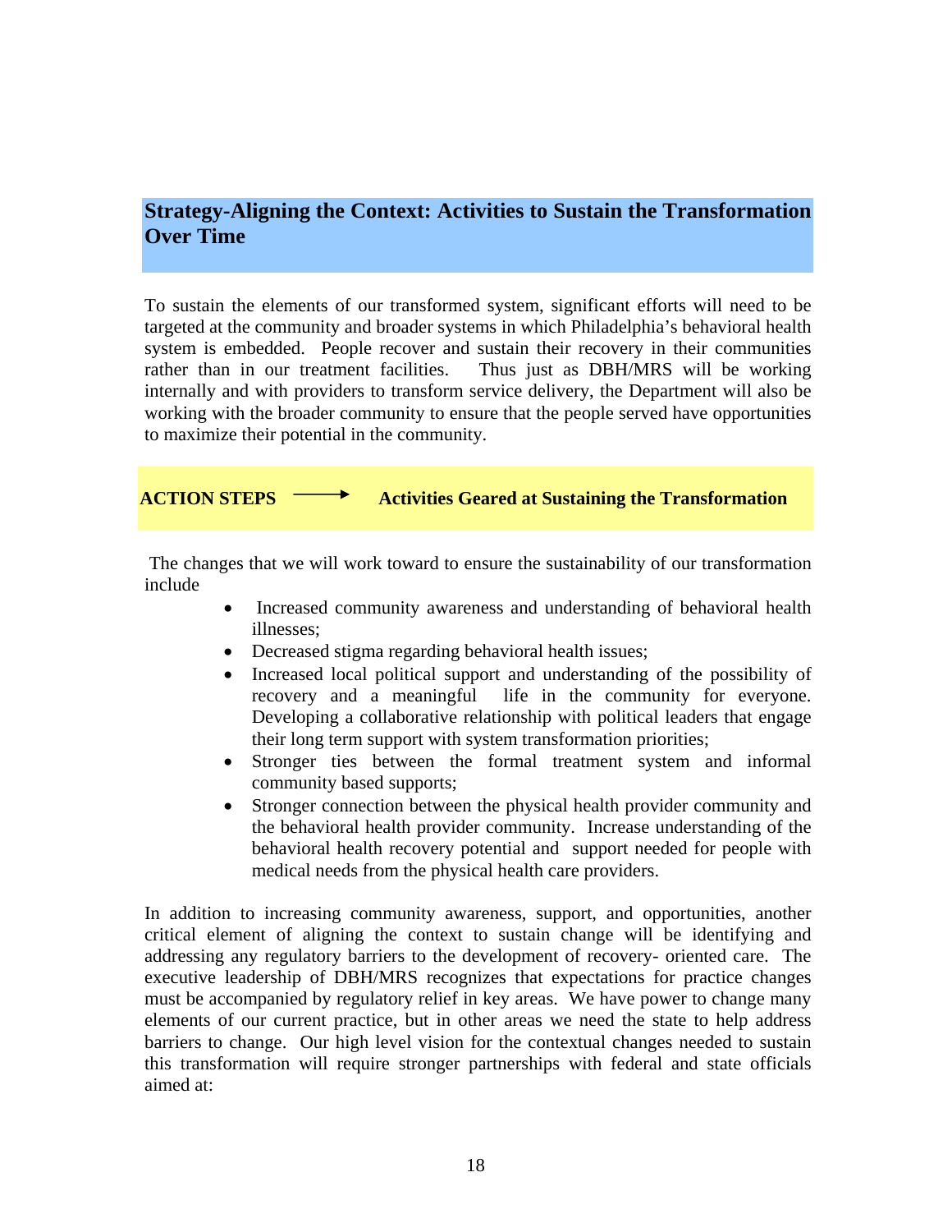## Strategy-Aligning the Context: Activities to Sustain the Transformation Over Time

To sustain the elements of our transformed system, significant efforts will need to be targeted at the community and broader systems in which Philadelphia's behavioral health system is embedded. People recover and sustain their recovery in their communities rather than in our treatment facilities. Thus just as DBH/MRS will be working internally and with providers to transform service delivery, the Department will also be working with the broader community to ensure that the people served have opportunities to maximize their potential in the community.

**ACTION STEPS ⟶ Activities Geared at Sustaining the Transformation**

The changes that we will work toward to ensure the sustainability of our transformation include

- Increased community awareness and understanding of behavioral health illnesses;
- Decreased stigma regarding behavioral health issues;
- Increased local political support and understanding of the possibility of recovery and a meaningful life in the community for everyone. Developing a collaborative relationship with political leaders that engage their long term support with system transformation priorities;
- Stronger ties between the formal treatment system and informal community based supports;
- Stronger connection between the physical health provider community and the behavioral health provider community. Increase understanding of the behavioral health recovery potential and support needed for people with medical needs from the physical health care providers.

In addition to increasing community awareness, support, and opportunities, another critical element of aligning the context to sustain change will be identifying and addressing any regulatory barriers to the development of recovery- oriented care. The executive leadership of DBH/MRS recognizes that expectations for practice changes must be accompanied by regulatory relief in key areas. We have power to change many elements of our current practice, but in other areas we need the state to help address barriers to change. Our high level vision for the contextual changes needed to sustain this transformation will require stronger partnerships with federal and state officials aimed at: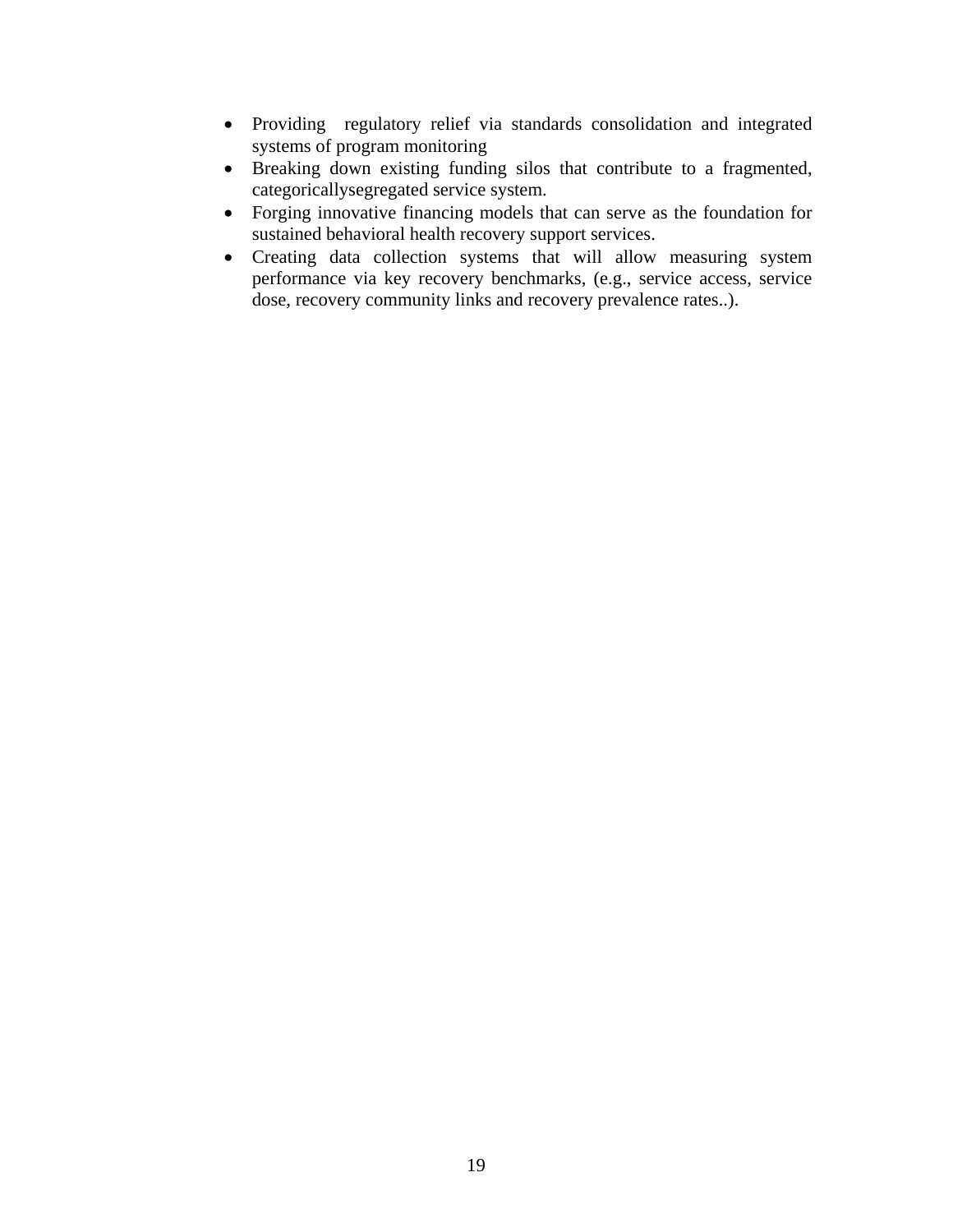- Providing regulatory relief via standards consolidation and integrated systems of program monitoring
- Breaking down existing funding silos that contribute to a fragmented, categoricallysegregated service system.
- Forging innovative financing models that can serve as the foundation for sustained behavioral health recovery support services.
- Creating data collection systems that will allow measuring system performance via key recovery benchmarks, (e.g., service access, service dose, recovery community links and recovery prevalence rates..).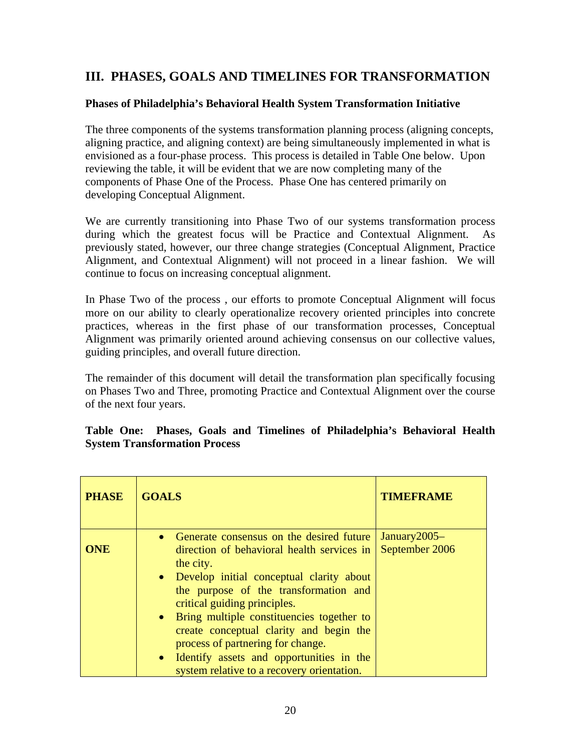## III. PHASES, GOALS AND TIMELINES FOR TRANSFORMATION

**Phases of Philadelphia's Behavioral Health System Transformation Initiative**

The three components of the systems transformation planning process (aligning concepts, aligning practice, and aligning context) are being simultaneously implemented in what is envisioned as a four-phase process. This process is detailed in Table One below. Upon reviewing the table, it will be evident that we are now completing many of the components of Phase One of the Process. Phase One has centered primarily on developing Conceptual Alignment.

We are currently transitioning into Phase Two of our systems transformation process during which the greatest focus will be Practice and Contextual Alignment. As previously stated, however, our three change strategies (Conceptual Alignment, Practice Alignment, and Contextual Alignment) will not proceed in a linear fashion. We will continue to focus on increasing conceptual alignment.

In Phase Two of the process , our efforts to promote Conceptual Alignment will focus more on our ability to clearly operationalize recovery oriented principles into concrete practices, whereas in the first phase of our transformation processes, Conceptual Alignment was primarily oriented around achieving consensus on our collective values, guiding principles, and overall future direction.

The remainder of this document will detail the transformation plan specifically focusing on Phases Two and Three, promoting Practice and Contextual Alignment over the course of the next four years.

**Table One: Phases, Goals and Timelines of Philadelphia's Behavioral Health System Transformation Process**

| PHASE | GOALS | TIMEFRAME |
|---|---|---|
| **ONE** | • Generate consensus on the desired future direction of behavioral health services in the city.<br>• Develop initial conceptual clarity about the purpose of the transformation and critical guiding principles.<br>• Bring multiple constituencies together to create conceptual clarity and begin the process of partnering for change.<br>• Identify assets and opportunities in the system relative to a recovery orientation. | January2005– September 2006 |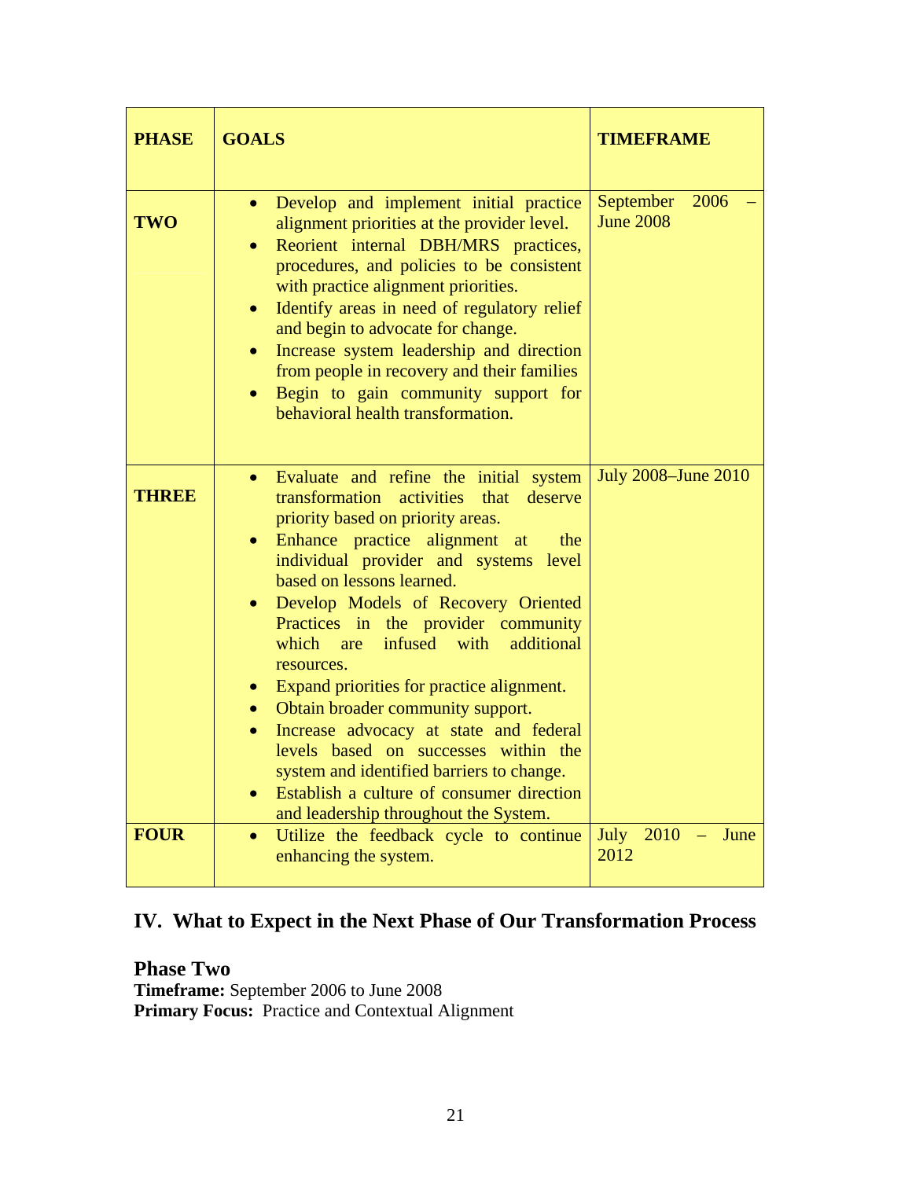| PHASE | GOALS | TIMEFRAME |
|---|---|---|
| **TWO** | • Develop and implement initial practice alignment priorities at the provider level.<br>• Reorient internal DBH/MRS practices, procedures, and policies to be consistent with practice alignment priorities.<br>• Identify areas in need of regulatory relief and begin to advocate for change.<br>• Increase system leadership and direction from people in recovery and their families<br>• Begin to gain community support for behavioral health transformation. | September 2006 – June 2008 |
| **THREE** | • Evaluate and refine the initial system transformation activities that deserve priority based on priority areas.<br>• Enhance practice alignment at the individual provider and systems level based on lessons learned.<br>• Develop Models of Recovery Oriented Practices in the provider community which are infused with additional resources.<br>• Expand priorities for practice alignment.<br>• Obtain broader community support.<br>• Increase advocacy at state and federal levels based on successes within the system and identified barriers to change.<br>• Establish a culture of consumer direction and leadership throughout the System. | July 2008–June 2010 |
| **FOUR** | • Utilize the feedback cycle to continue enhancing the system. | July 2010 – June 2012 |

## IV. What to Expect in the Next Phase of Our Transformation Process

### Phase Two

**Timeframe:** September 2006 to June 2008
**Primary Focus:** Practice and Contextual Alignment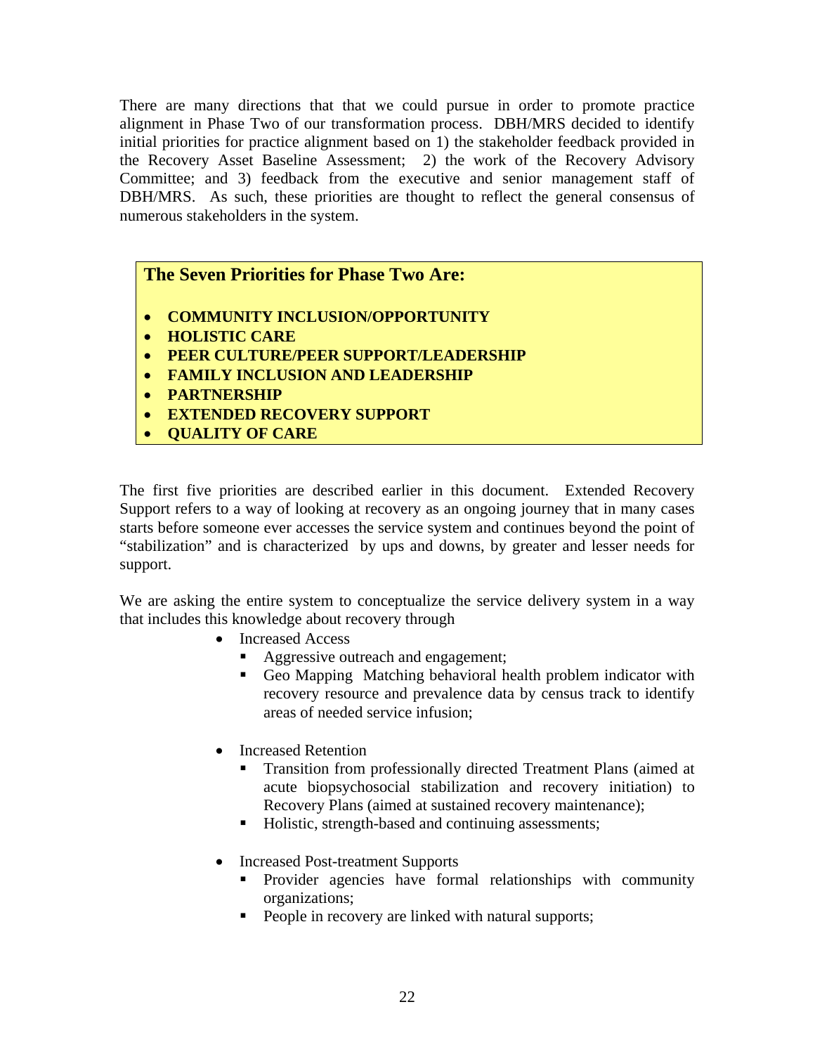There are many directions that that we could pursue in order to promote practice alignment in Phase Two of our transformation process. DBH/MRS decided to identify initial priorities for practice alignment based on 1) the stakeholder feedback provided in the Recovery Asset Baseline Assessment; 2) the work of the Recovery Advisory Committee; and 3) feedback from the executive and senior management staff of DBH/MRS. As such, these priorities are thought to reflect the general consensus of numerous stakeholders in the system.

**The Seven Priorities for Phase Two Are:**

- **COMMUNITY INCLUSION/OPPORTUNITY**
- **HOLISTIC CARE**
- **PEER CULTURE/PEER SUPPORT/LEADERSHIP**
- **FAMILY INCLUSION AND LEADERSHIP**
- **PARTNERSHIP**
- **EXTENDED RECOVERY SUPPORT**
- **QUALITY OF CARE**

The first five priorities are described earlier in this document. Extended Recovery Support refers to a way of looking at recovery as an ongoing journey that in many cases starts before someone ever accesses the service system and continues beyond the point of "stabilization" and is characterized by ups and downs, by greater and lesser needs for support.

We are asking the entire system to conceptualize the service delivery system in a way that includes this knowledge about recovery through

- Increased Access
  - Aggressive outreach and engagement;
  - Geo Mapping Matching behavioral health problem indicator with recovery resource and prevalence data by census track to identify areas of needed service infusion;
- Increased Retention
  - Transition from professionally directed Treatment Plans (aimed at acute biopsychosocial stabilization and recovery initiation) to Recovery Plans (aimed at sustained recovery maintenance);
  - Holistic, strength-based and continuing assessments;
- Increased Post-treatment Supports
  - Provider agencies have formal relationships with community organizations;
  - People in recovery are linked with natural supports;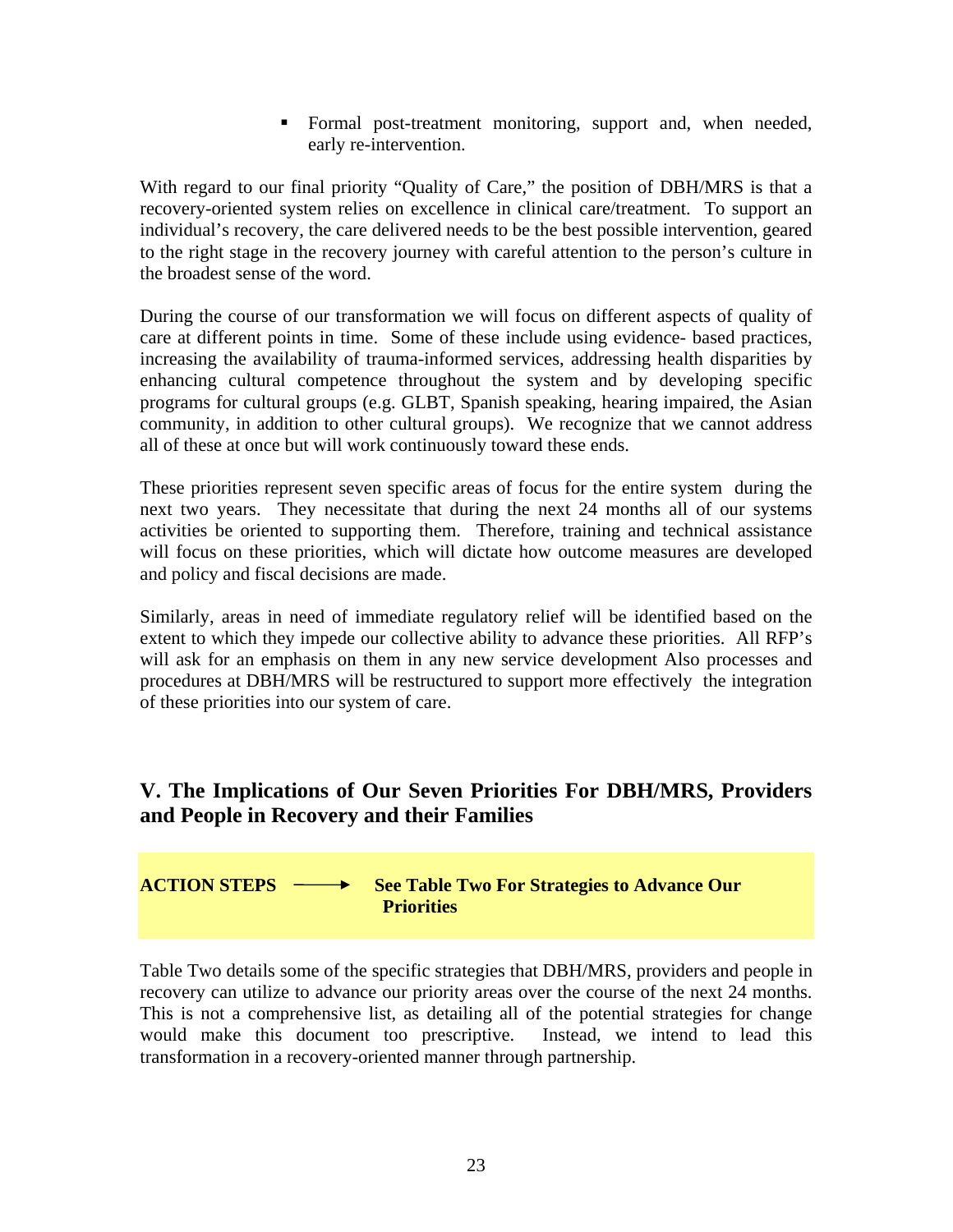- Formal post-treatment monitoring, support and, when needed, early re-intervention.

With regard to our final priority "Quality of Care," the position of DBH/MRS is that a recovery-oriented system relies on excellence in clinical care/treatment. To support an individual's recovery, the care delivered needs to be the best possible intervention, geared to the right stage in the recovery journey with careful attention to the person's culture in the broadest sense of the word.

During the course of our transformation we will focus on different aspects of quality of care at different points in time. Some of these include using evidence- based practices, increasing the availability of trauma-informed services, addressing health disparities by enhancing cultural competence throughout the system and by developing specific programs for cultural groups (e.g. GLBT, Spanish speaking, hearing impaired, the Asian community, in addition to other cultural groups). We recognize that we cannot address all of these at once but will work continuously toward these ends.

These priorities represent seven specific areas of focus for the entire system during the next two years. They necessitate that during the next 24 months all of our systems activities be oriented to supporting them. Therefore, training and technical assistance will focus on these priorities, which will dictate how outcome measures are developed and policy and fiscal decisions are made.

Similarly, areas in need of immediate regulatory relief will be identified based on the extent to which they impede our collective ability to advance these priorities. All RFP's will ask for an emphasis on them in any new service development Also processes and procedures at DBH/MRS will be restructured to support more effectively the integration of these priorities into our system of care.

## V. The Implications of Our Seven Priorities For DBH/MRS, Providers and People in Recovery and their Families

**ACTION STEPS** ⟶ **See Table Two For Strategies to Advance Our Priorities**

Table Two details some of the specific strategies that DBH/MRS, providers and people in recovery can utilize to advance our priority areas over the course of the next 24 months. This is not a comprehensive list, as detailing all of the potential strategies for change would make this document too prescriptive. Instead, we intend to lead this transformation in a recovery-oriented manner through partnership.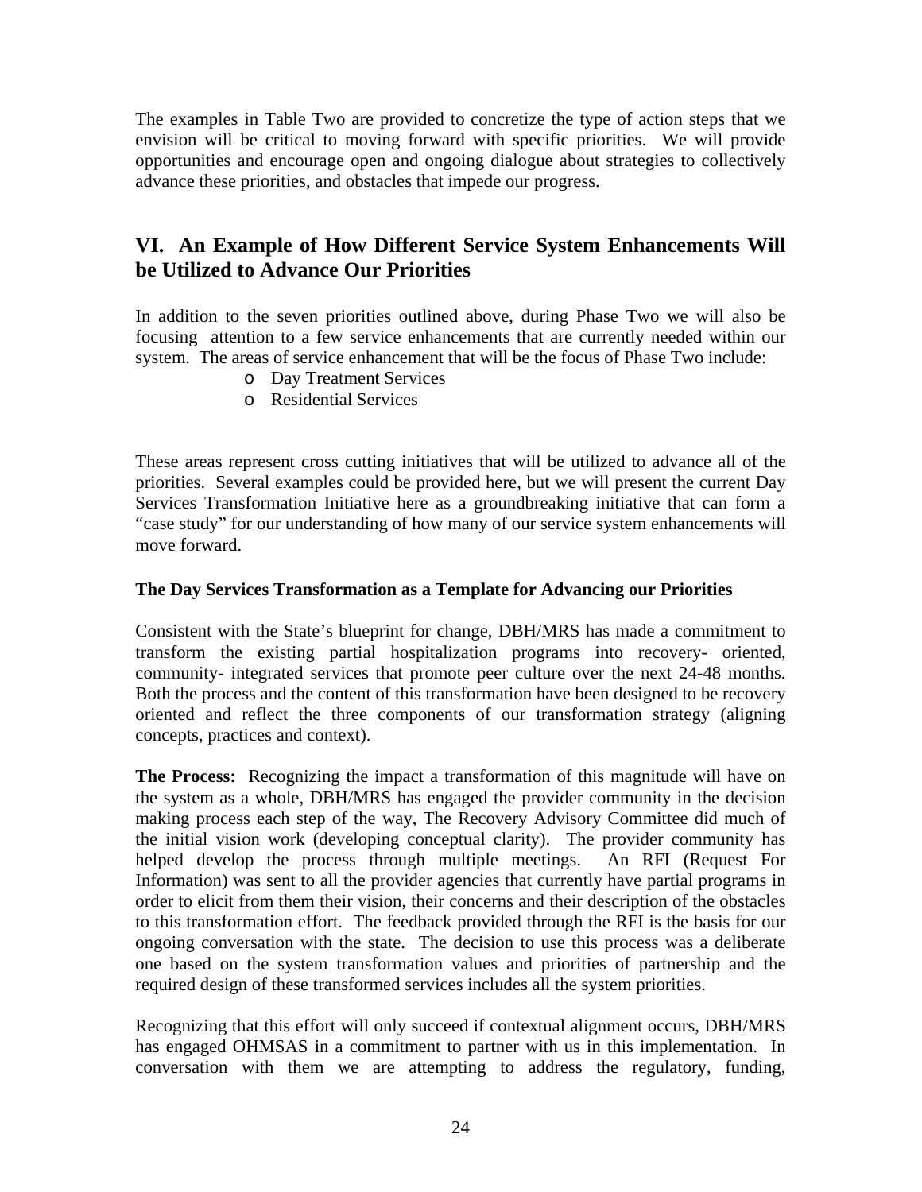The examples in Table Two are provided to concretize the type of action steps that we envision will be critical to moving forward with specific priorities. We will provide opportunities and encourage open and ongoing dialogue about strategies to collectively advance these priorities, and obstacles that impede our progress.

## VI. An Example of How Different Service System Enhancements Will be Utilized to Advance Our Priorities

In addition to the seven priorities outlined above, during Phase Two we will also be focusing attention to a few service enhancements that are currently needed within our system. The areas of service enhancement that will be the focus of Phase Two include:

- Day Treatment Services
- Residential Services

These areas represent cross cutting initiatives that will be utilized to advance all of the priorities. Several examples could be provided here, but we will present the current Day Services Transformation Initiative here as a groundbreaking initiative that can form a "case study" for our understanding of how many of our service system enhancements will move forward.

**The Day Services Transformation as a Template for Advancing our Priorities**

Consistent with the State's blueprint for change, DBH/MRS has made a commitment to transform the existing partial hospitalization programs into recovery- oriented, community- integrated services that promote peer culture over the next 24-48 months. Both the process and the content of this transformation have been designed to be recovery oriented and reflect the three components of our transformation strategy (aligning concepts, practices and context).

**The Process:** Recognizing the impact a transformation of this magnitude will have on the system as a whole, DBH/MRS has engaged the provider community in the decision making process each step of the way, The Recovery Advisory Committee did much of the initial vision work (developing conceptual clarity). The provider community has helped develop the process through multiple meetings. An RFI (Request For Information) was sent to all the provider agencies that currently have partial programs in order to elicit from them their vision, their concerns and their description of the obstacles to this transformation effort. The feedback provided through the RFI is the basis for our ongoing conversation with the state. The decision to use this process was a deliberate one based on the system transformation values and priorities of partnership and the required design of these transformed services includes all the system priorities.

Recognizing that this effort will only succeed if contextual alignment occurs, DBH/MRS has engaged OHMSAS in a commitment to partner with us in this implementation. In conversation with them we are attempting to address the regulatory, funding,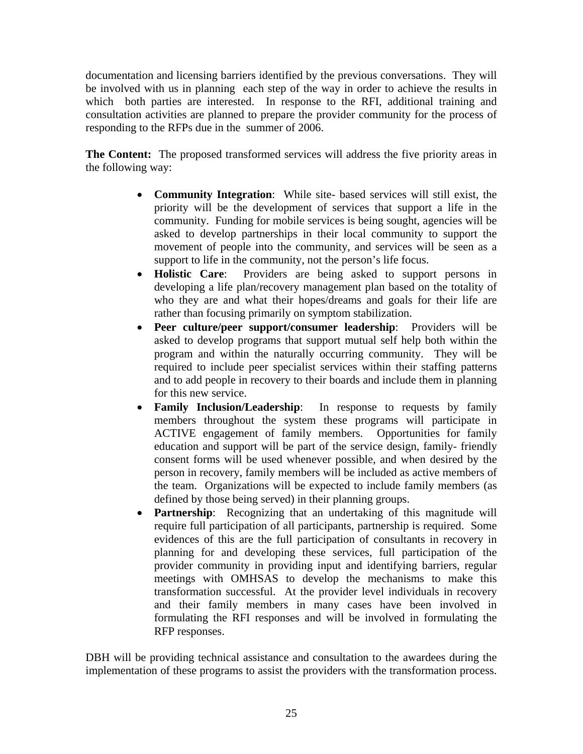documentation and licensing barriers identified by the previous conversations. They will be involved with us in planning each step of the way in order to achieve the results in which both parties are interested. In response to the RFI, additional training and consultation activities are planned to prepare the provider community for the process of responding to the RFPs due in the summer of 2006.

**The Content:** The proposed transformed services will address the five priority areas in the following way:

- **Community Integration**: While site- based services will still exist, the priority will be the development of services that support a life in the community. Funding for mobile services is being sought, agencies will be asked to develop partnerships in their local community to support the movement of people into the community, and services will be seen as a support to life in the community, not the person's life focus.
- **Holistic Care**: Providers are being asked to support persons in developing a life plan/recovery management plan based on the totality of who they are and what their hopes/dreams and goals for their life are rather than focusing primarily on symptom stabilization.
- **Peer culture/peer support/consumer leadership**: Providers will be asked to develop programs that support mutual self help both within the program and within the naturally occurring community. They will be required to include peer specialist services within their staffing patterns and to add people in recovery to their boards and include them in planning for this new service.
- **Family Inclusion/Leadership**: In response to requests by family members throughout the system these programs will participate in ACTIVE engagement of family members. Opportunities for family education and support will be part of the service design, family- friendly consent forms will be used whenever possible, and when desired by the person in recovery, family members will be included as active members of the team. Organizations will be expected to include family members (as defined by those being served) in their planning groups.
- **Partnership**: Recognizing that an undertaking of this magnitude will require full participation of all participants, partnership is required. Some evidences of this are the full participation of consultants in recovery in planning for and developing these services, full participation of the provider community in providing input and identifying barriers, regular meetings with OMHSAS to develop the mechanisms to make this transformation successful. At the provider level individuals in recovery and their family members in many cases have been involved in formulating the RFI responses and will be involved in formulating the RFP responses.

DBH will be providing technical assistance and consultation to the awardees during the implementation of these programs to assist the providers with the transformation process.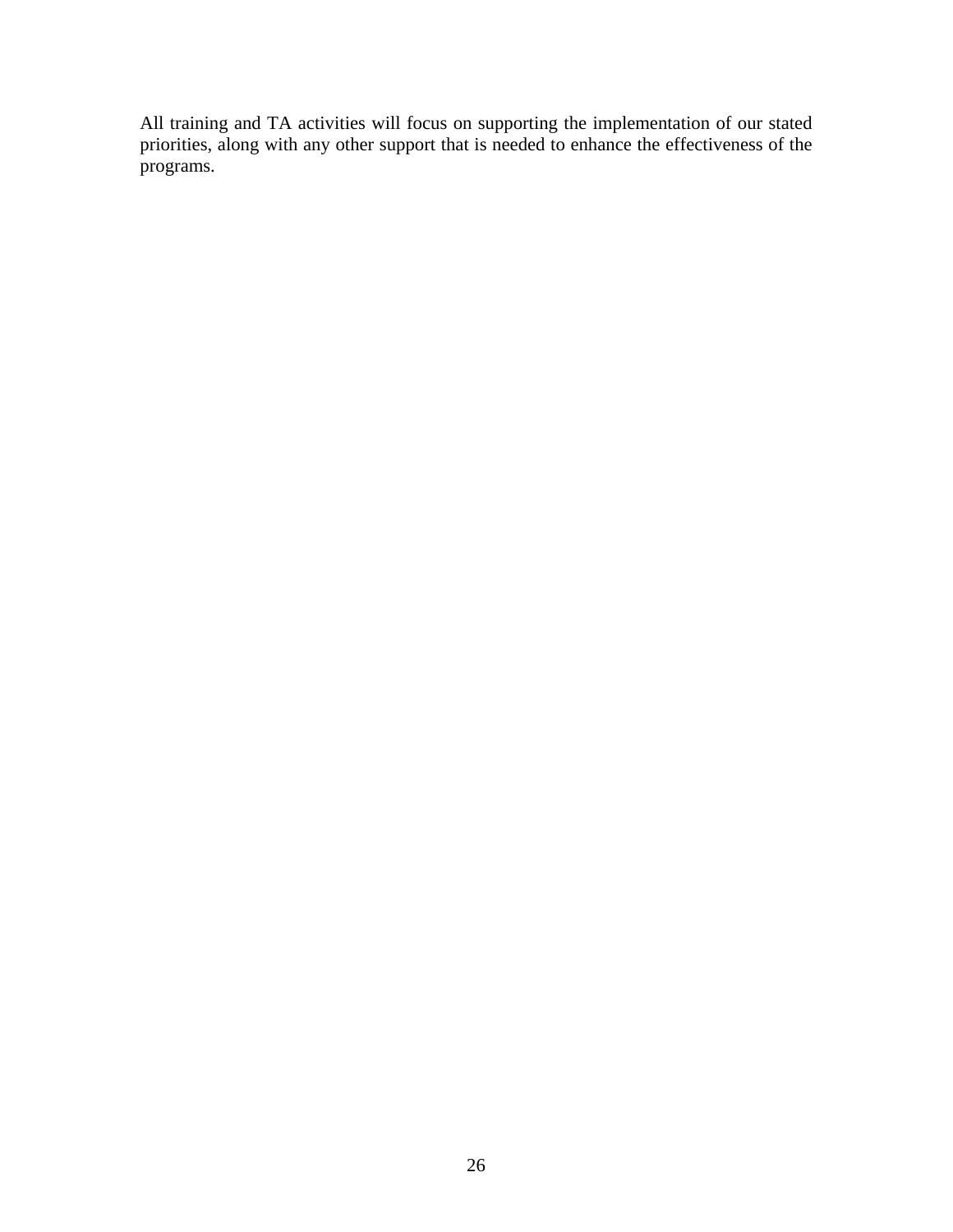All training and TA activities will focus on supporting the implementation of our stated priorities, along with any other support that is needed to enhance the effectiveness of the programs.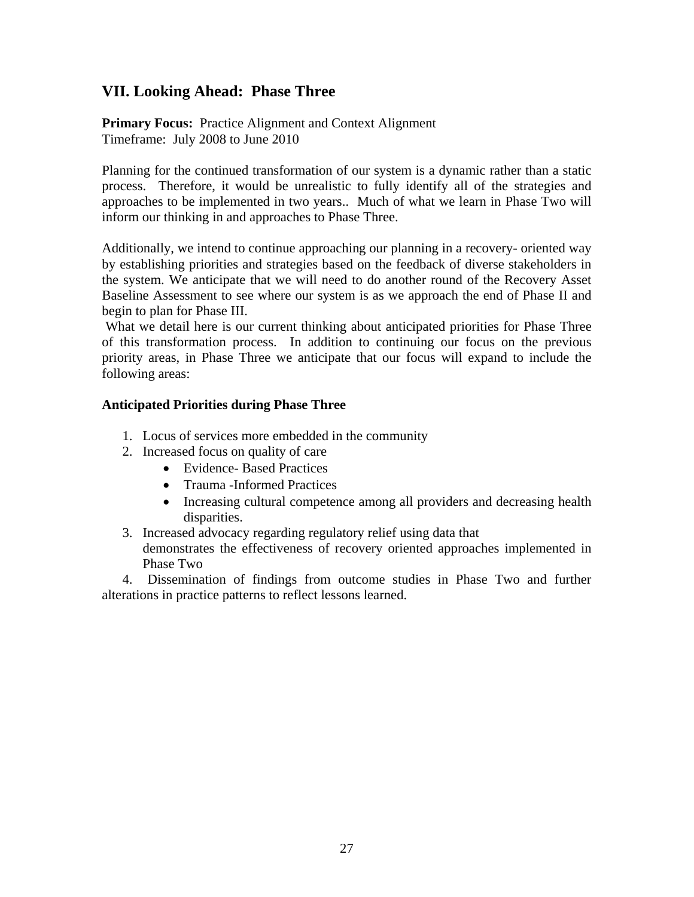## VII. Looking Ahead: Phase Three

**Primary Focus:** Practice Alignment and Context Alignment
Timeframe: July 2008 to June 2010

Planning for the continued transformation of our system is a dynamic rather than a static process. Therefore, it would be unrealistic to fully identify all of the strategies and approaches to be implemented in two years.. Much of what we learn in Phase Two will inform our thinking in and approaches to Phase Three.

Additionally, we intend to continue approaching our planning in a recovery- oriented way by establishing priorities and strategies based on the feedback of diverse stakeholders in the system. We anticipate that we will need to do another round of the Recovery Asset Baseline Assessment to see where our system is as we approach the end of Phase II and begin to plan for Phase III.

What we detail here is our current thinking about anticipated priorities for Phase Three of this transformation process. In addition to continuing our focus on the previous priority areas, in Phase Three we anticipate that our focus will expand to include the following areas:

**Anticipated Priorities during Phase Three**

1. Locus of services more embedded in the community
2. Increased focus on quality of care
   - Evidence- Based Practices
   - Trauma -Informed Practices
   - Increasing cultural competence among all providers and decreasing health disparities.
3. Increased advocacy regarding regulatory relief using data that demonstrates the effectiveness of recovery oriented approaches implemented in Phase Two
4. Dissemination of findings from outcome studies in Phase Two and further alterations in practice patterns to reflect lessons learned.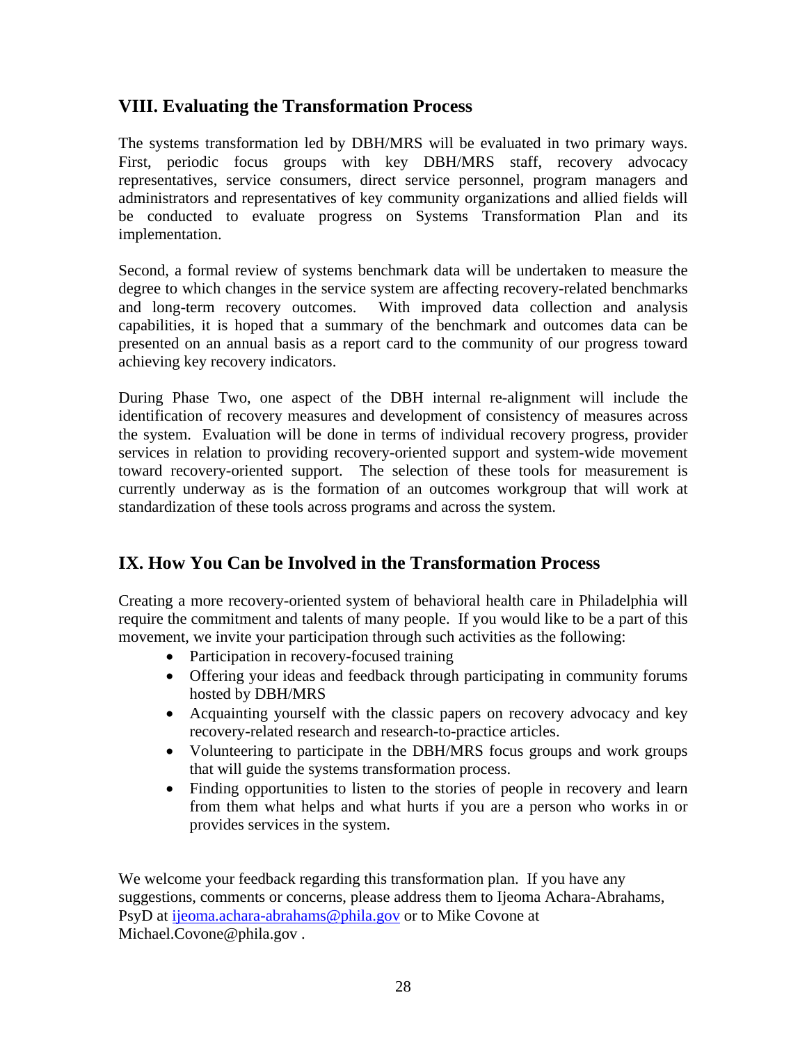## VIII. Evaluating the Transformation Process

The systems transformation led by DBH/MRS will be evaluated in two primary ways. First, periodic focus groups with key DBH/MRS staff, recovery advocacy representatives, service consumers, direct service personnel, program managers and administrators and representatives of key community organizations and allied fields will be conducted to evaluate progress on Systems Transformation Plan and its implementation.

Second, a formal review of systems benchmark data will be undertaken to measure the degree to which changes in the service system are affecting recovery-related benchmarks and long-term recovery outcomes. With improved data collection and analysis capabilities, it is hoped that a summary of the benchmark and outcomes data can be presented on an annual basis as a report card to the community of our progress toward achieving key recovery indicators.

During Phase Two, one aspect of the DBH internal re-alignment will include the identification of recovery measures and development of consistency of measures across the system. Evaluation will be done in terms of individual recovery progress, provider services in relation to providing recovery-oriented support and system-wide movement toward recovery-oriented support. The selection of these tools for measurement is currently underway as is the formation of an outcomes workgroup that will work at standardization of these tools across programs and across the system.

## IX. How You Can be Involved in the Transformation Process

Creating a more recovery-oriented system of behavioral health care in Philadelphia will require the commitment and talents of many people. If you would like to be a part of this movement, we invite your participation through such activities as the following:

- Participation in recovery-focused training
- Offering your ideas and feedback through participating in community forums hosted by DBH/MRS
- Acquainting yourself with the classic papers on recovery advocacy and key recovery-related research and research-to-practice articles.
- Volunteering to participate in the DBH/MRS focus groups and work groups that will guide the systems transformation process.
- Finding opportunities to listen to the stories of people in recovery and learn from them what helps and what hurts if you are a person who works in or provides services in the system.

We welcome your feedback regarding this transformation plan. If you have any suggestions, comments or concerns, please address them to Ijeoma Achara-Abrahams, PsyD at ijeoma.achara-abrahams@phila.gov or to Mike Covone at Michael.Covone@phila.gov .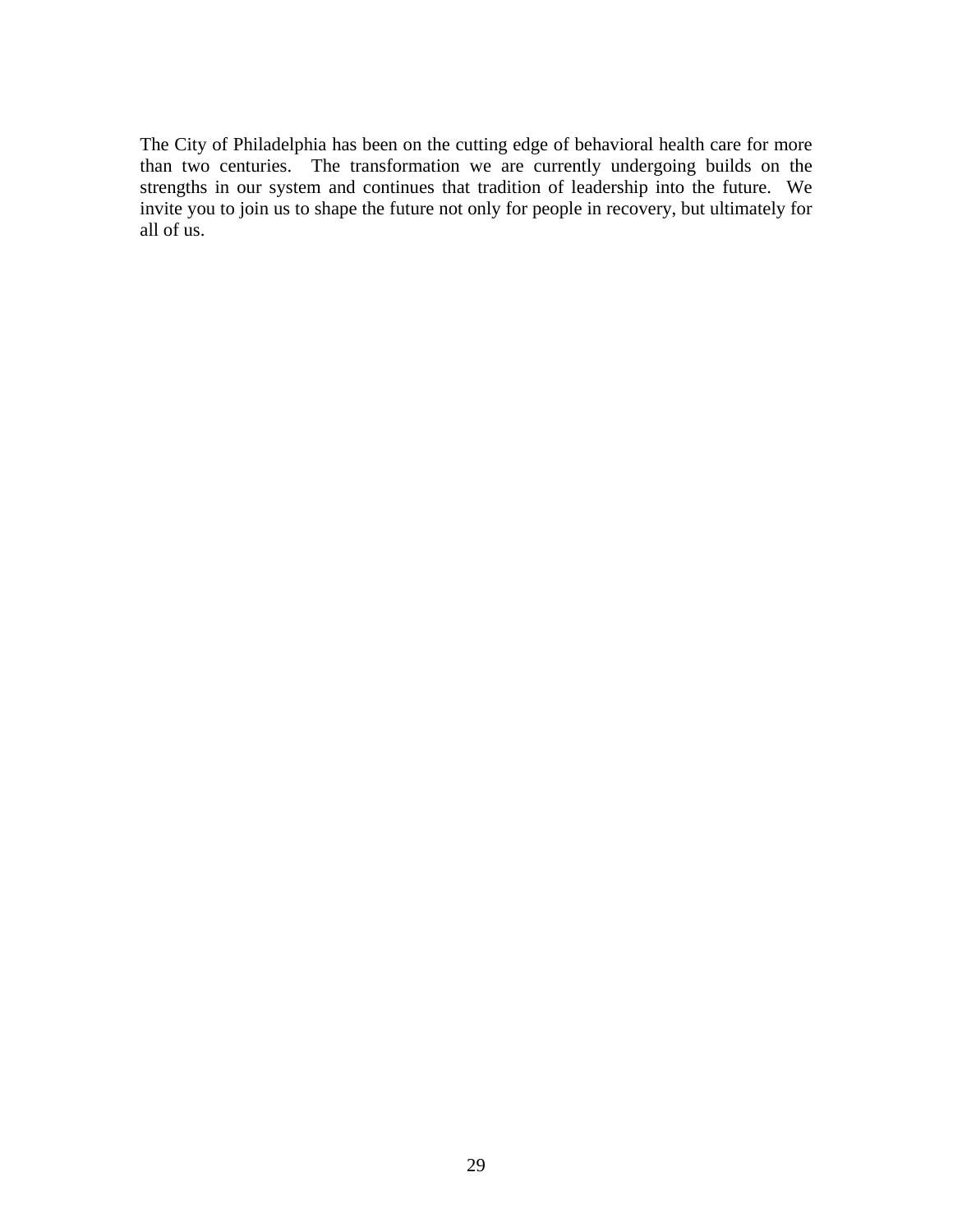The City of Philadelphia has been on the cutting edge of behavioral health care for more than two centuries. The transformation we are currently undergoing builds on the strengths in our system and continues that tradition of leadership into the future. We invite you to join us to shape the future not only for people in recovery, but ultimately for all of us.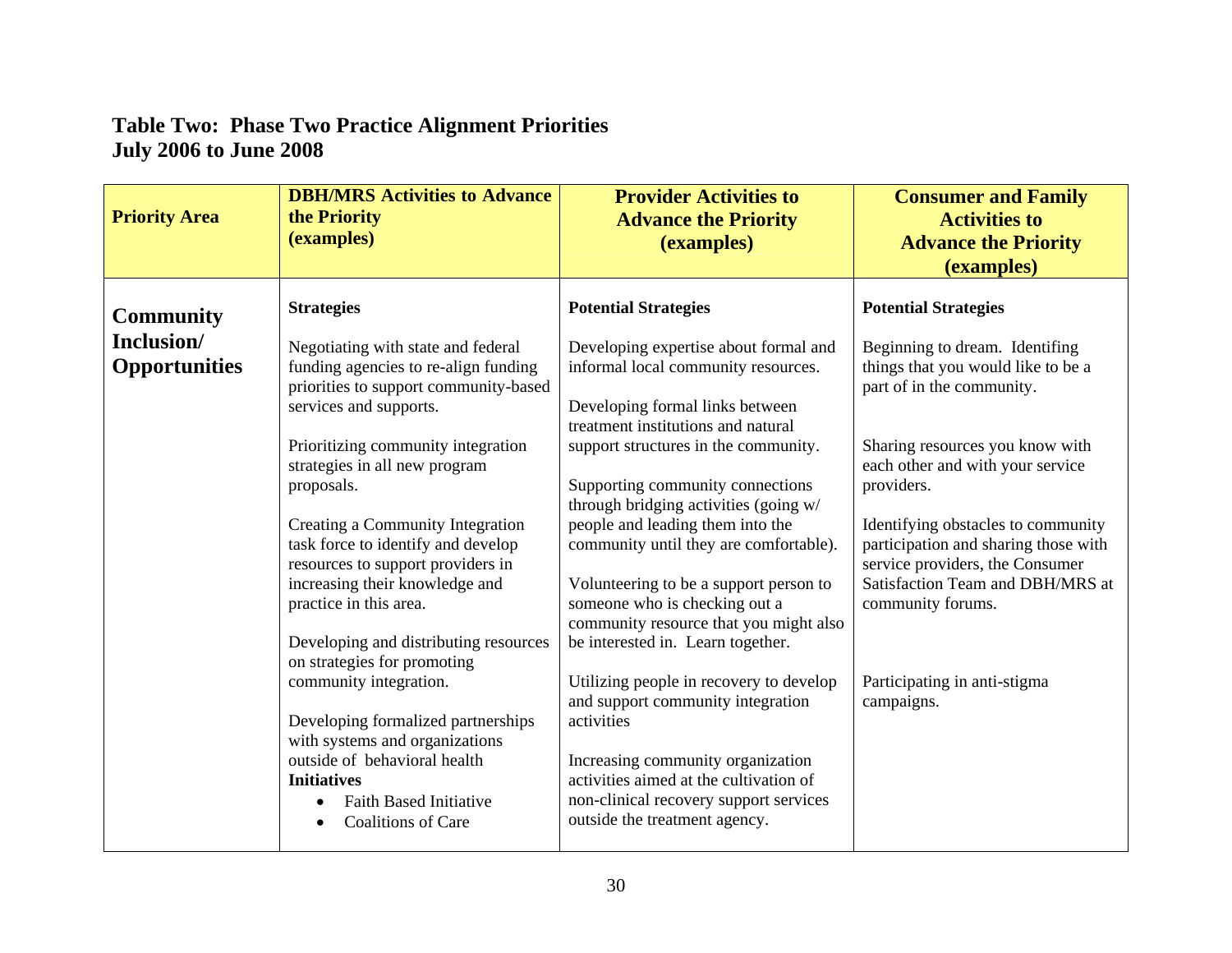**Table Two: Phase Two Practice Alignment Priorities**
**July 2006 to June 2008**

| Priority Area | DBH/MRS Activities to Advance the Priority (examples) | Provider Activities to Advance the Priority (examples) | Consumer and Family Activities to Advance the Priority (examples) |
|---|---|---|---|
| **Community Inclusion/ Opportunities** | **Strategies**<br><br>Negotiating with state and federal funding agencies to re-align funding priorities to support community-based services and supports.<br><br>Prioritizing community integration strategies in all new program proposals.<br><br>Creating a Community Integration task force to identify and develop resources to support providers in increasing their knowledge and practice in this area.<br><br>Developing and distributing resources on strategies for promoting community integration.<br><br>Developing formalized partnerships with systems and organizations outside of behavioral health<br>**Initiatives**<br>• Faith Based Initiative<br>• Coalitions of Care | **Potential Strategies**<br><br>Developing expertise about formal and informal local community resources.<br><br>Developing formal links between treatment institutions and natural support structures in the community.<br><br>Supporting community connections through bridging activities (going w/ people and leading them into the community until they are comfortable).<br><br>Volunteering to be a support person to someone who is checking out a community resource that you might also be interested in. Learn together.<br><br>Utilizing people in recovery to develop and support community integration activities<br><br>Increasing community organization activities aimed at the cultivation of non-clinical recovery support services outside the treatment agency. | **Potential Strategies**<br><br>Beginning to dream. Identifying things that you would like to be a part of in the community.<br><br>Sharing resources you know with each other and with your service providers.<br><br>Identifying obstacles to community participation and sharing those with service providers, the Consumer Satisfaction Team and DBH/MRS at community forums.<br><br>Participating in anti-stigma campaigns. |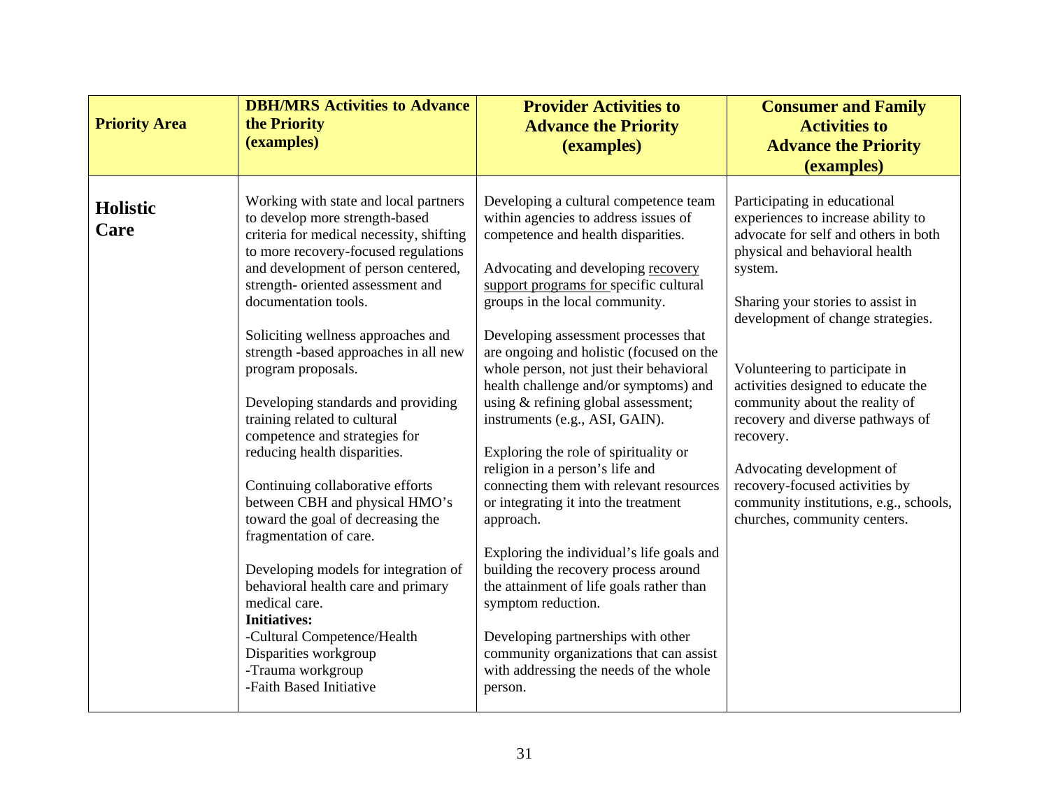| Priority Area | DBH/MRS Activities to Advance the Priority (examples) | Provider Activities to Advance the Priority (examples) | Consumer and Family Activities to Advance the Priority (examples) |
|---|---|---|---|
| **Holistic Care** | Working with state and local partners to develop more strength-based criteria for medical necessity, shifting to more recovery-focused regulations and development of person centered, strength- oriented assessment and documentation tools.<br><br>Soliciting wellness approaches and strength -based approaches in all new program proposals.<br><br>Developing standards and providing training related to cultural competence and strategies for reducing health disparities.<br><br>Continuing collaborative efforts between CBH and physical HMO's toward the goal of decreasing the fragmentation of care.<br><br>Developing models for integration of behavioral health care and primary medical care.<br>**Initiatives:**<br>-Cultural Competence/Health Disparities workgroup<br>-Trauma workgroup<br>-Faith Based Initiative | Developing a cultural competence team within agencies to address issues of competence and health disparities.<br><br>Advocating and developing recovery support programs for specific cultural groups in the local community.<br><br>Developing assessment processes that are ongoing and holistic (focused on the whole person, not just their behavioral health challenge and/or symptoms) and using & refining global assessment; instruments (e.g., ASI, GAIN).<br><br>Exploring the role of spirituality or religion in a person's life and connecting them with relevant resources or integrating it into the treatment approach.<br><br>Exploring the individual's life goals and building the recovery process around the attainment of life goals rather than symptom reduction.<br><br>Developing partnerships with other community organizations that can assist with addressing the needs of the whole person. | Participating in educational experiences to increase ability to advocate for self and others in both physical and behavioral health system.<br><br>Sharing your stories to assist in development of change strategies.<br><br>Volunteering to participate in activities designed to educate the community about the reality of recovery and diverse pathways of recovery.<br><br>Advocating development of recovery-focused activities by community institutions, e.g., schools, churches, community centers. |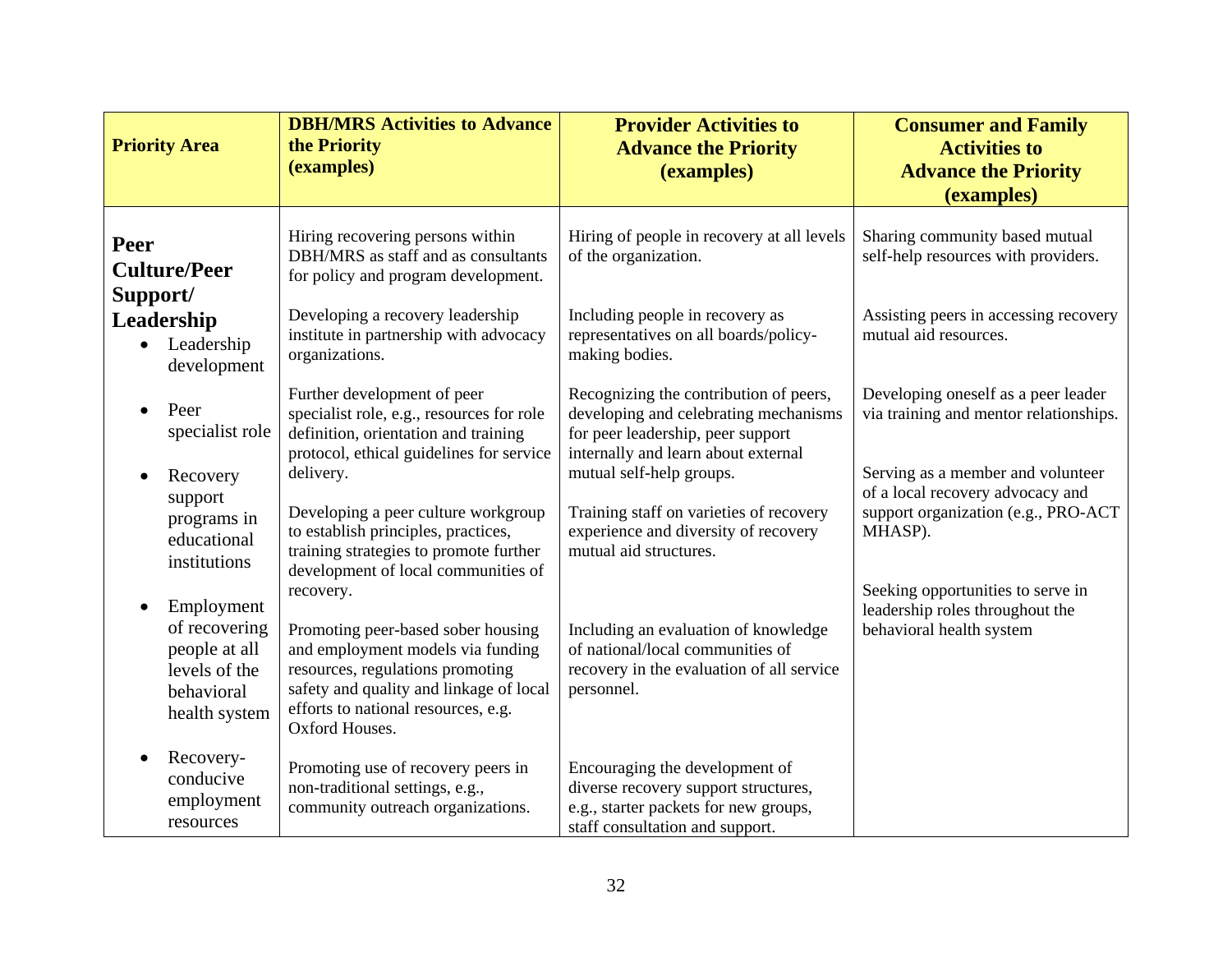| Priority Area | DBH/MRS Activities to Advance the Priority (examples) | Provider Activities to Advance the Priority (examples) | Consumer and Family Activities to Advance the Priority (examples) |
|---|---|---|---|
| **Peer Culture/Peer Support/ Leadership**<br>• Leadership development<br>• Peer specialist role<br>• Recovery support programs in educational institutions<br>• Employment of recovering people at all levels of the behavioral health system<br>• Recovery-conducive employment resources | Hiring recovering persons within DBH/MRS as staff and as consultants for policy and program development.<br><br>Developing a recovery leadership institute in partnership with advocacy organizations.<br><br>Further development of peer specialist role, e.g., resources for role definition, orientation and training protocol, ethical guidelines for service delivery.<br><br>Developing a peer culture workgroup to establish principles, practices, training strategies to promote further development of local communities of recovery.<br><br>Promoting peer-based sober housing and employment models via funding resources, regulations promoting safety and quality and linkage of local efforts to national resources, e.g. Oxford Houses.<br><br>Promoting use of recovery peers in non-traditional settings, e.g., community outreach organizations. | Hiring of people in recovery at all levels of the organization.<br><br>Including people in recovery as representatives on all boards/policy-making bodies.<br><br>Recognizing the contribution of peers, developing and celebrating mechanisms for peer leadership, peer support internally and learn about external mutual self-help groups.<br><br>Training staff on varieties of recovery experience and diversity of recovery mutual aid structures.<br><br>Including an evaluation of knowledge of national/local communities of recovery in the evaluation of all service personnel.<br><br>Encouraging the development of diverse recovery support structures, e.g., starter packets for new groups, staff consultation and support. | Sharing community based mutual self-help resources with providers.<br><br>Assisting peers in accessing recovery mutual aid resources.<br><br>Developing oneself as a peer leader via training and mentor relationships.<br><br>Serving as a member and volunteer of a local recovery advocacy and support organization (e.g., PRO-ACT MHASP).<br><br>Seeking opportunities to serve in leadership roles throughout the behavioral health system |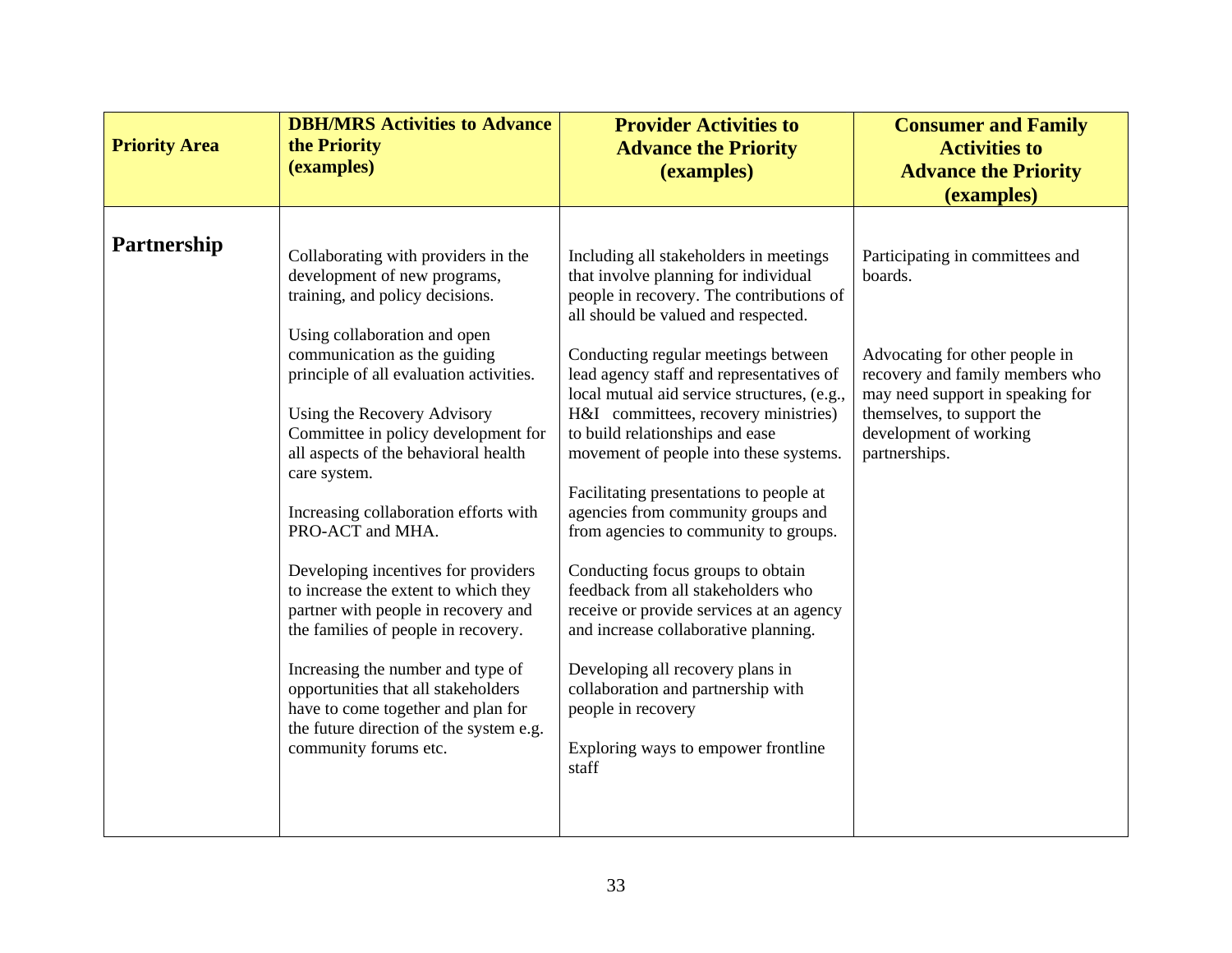| Priority Area | DBH/MRS Activities to Advance the Priority (examples) | Provider Activities to Advance the Priority (examples) | Consumer and Family Activities to Advance the Priority (examples) |
|---|---|---|---|
| **Partnership** | Collaborating with providers in the development of new programs, training, and policy decisions.<br><br>Using collaboration and open communication as the guiding principle of all evaluation activities.<br><br>Using the Recovery Advisory Committee in policy development for all aspects of the behavioral health care system.<br><br>Increasing collaboration efforts with PRO-ACT and MHA.<br><br>Developing incentives for providers to increase the extent to which they partner with people in recovery and the families of people in recovery.<br><br>Increasing the number and type of opportunities that all stakeholders have to come together and plan for the future direction of the system e.g. community forums etc. | Including all stakeholders in meetings that involve planning for individual people in recovery. The contributions of all should be valued and respected.<br><br>Conducting regular meetings between lead agency staff and representatives of local mutual aid service structures, (e.g., H&I committees, recovery ministries) to build relationships and ease movement of people into these systems.<br><br>Facilitating presentations to people at agencies from community groups and from agencies to community to groups.<br><br>Conducting focus groups to obtain feedback from all stakeholders who receive or provide services at an agency and increase collaborative planning.<br><br>Developing all recovery plans in collaboration and partnership with people in recovery<br><br>Exploring ways to empower frontline staff | Participating in committees and boards.<br><br>Advocating for other people in recovery and family members who may need support in speaking for themselves, to support the development of working partnerships. |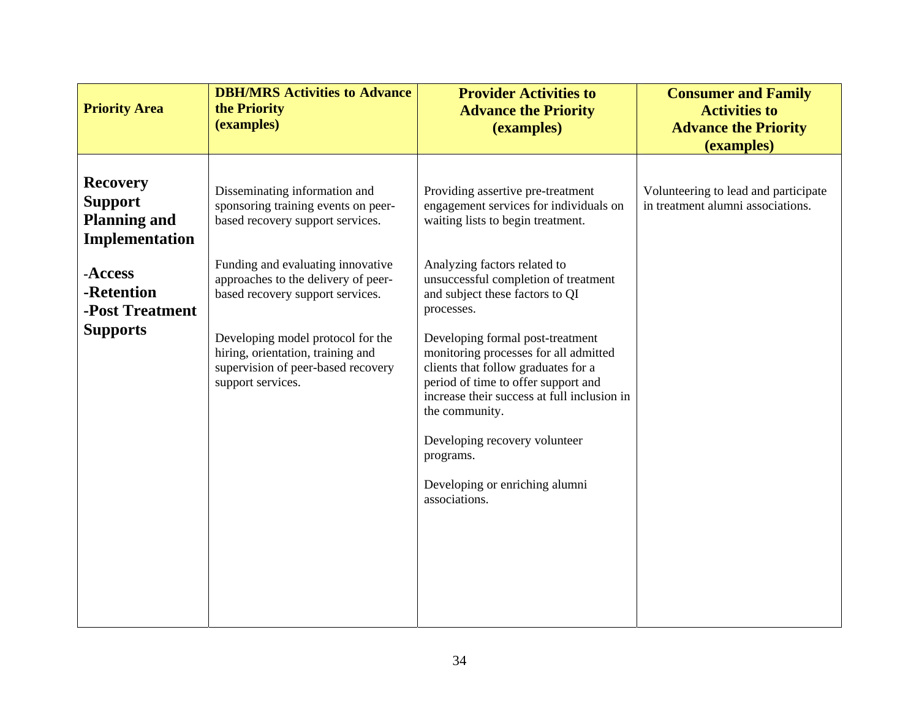| Priority Area | DBH/MRS Activities to Advance the Priority (examples) | Provider Activities to Advance the Priority (examples) | Consumer and Family Activities to Advance the Priority (examples) |
|---|---|---|---|
| **Recovery Support Planning and Implementation**<br><br>**-Access**<br>**-Retention**<br>**-Post Treatment Supports** | Disseminating information and sponsoring training events on peer-based recovery support services.<br><br>Funding and evaluating innovative approaches to the delivery of peer-based recovery support services.<br><br>Developing model protocol for the hiring, orientation, training and supervision of peer-based recovery support services. | Providing assertive pre-treatment engagement services for individuals on waiting lists to begin treatment.<br><br>Analyzing factors related to unsuccessful completion of treatment and subject these factors to QI processes.<br><br>Developing formal post-treatment monitoring processes for all admitted clients that follow graduates for a period of time to offer support and increase their success at full inclusion in the community.<br><br>Developing recovery volunteer programs.<br><br>Developing or enriching alumni associations. | Volunteering to lead and participate in treatment alumni associations. |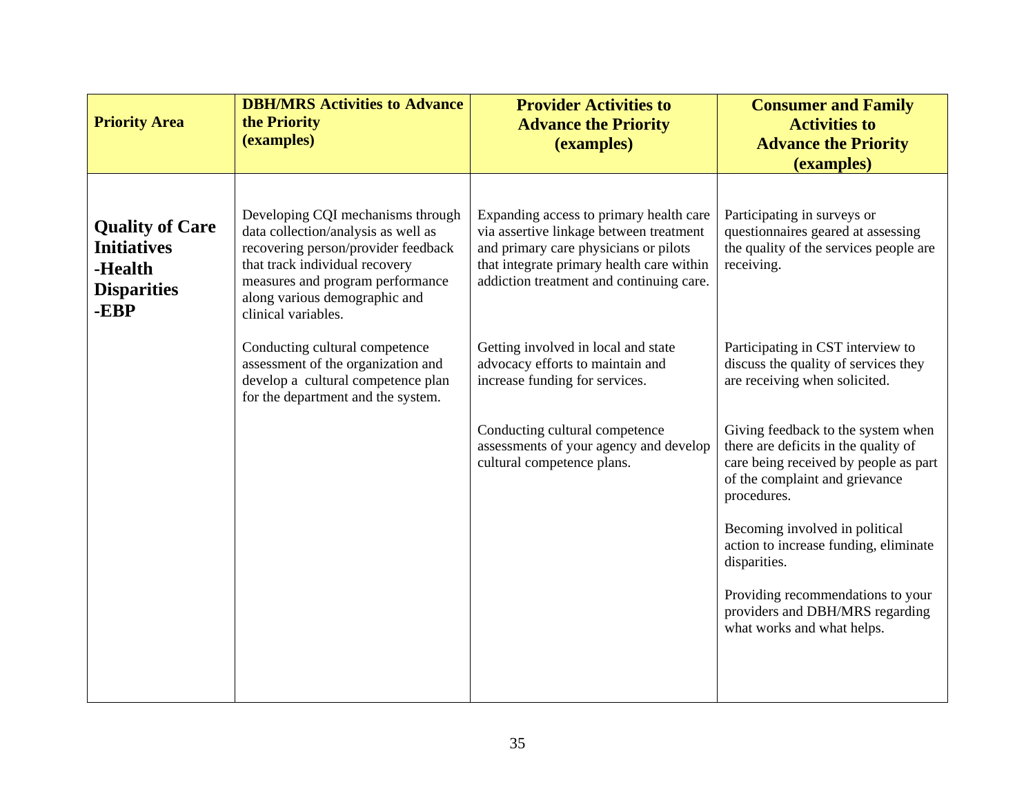| Priority Area | DBH/MRS Activities to Advance the Priority (examples) | Provider Activities to Advance the Priority (examples) | Consumer and Family Activities to Advance the Priority (examples) |
|---|---|---|---|
| **Quality of Care Initiatives -Health Disparities -EBP** | Developing CQI mechanisms through data collection/analysis as well as recovering person/provider feedback that track individual recovery measures and program performance along various demographic and clinical variables. | Expanding access to primary health care via assertive linkage between treatment and primary care physicians or pilots that integrate primary health care within addiction treatment and continuing care. | Participating in surveys or questionnaires geared at assessing the quality of the services people are receiving. |
| | Conducting cultural competence assessment of the organization and develop a cultural competence plan for the department and the system. | Getting involved in local and state advocacy efforts to maintain and increase funding for services. | Participating in CST interview to discuss the quality of services they are receiving when solicited. |
| | | Conducting cultural competence assessments of your agency and develop cultural competence plans. | Giving feedback to the system when there are deficits in the quality of care being received by people as part of the complaint and grievance procedures. |
| | | | Becoming involved in political action to increase funding, eliminate disparities. |
| | | | Providing recommendations to your providers and DBH/MRS regarding what works and what helps. |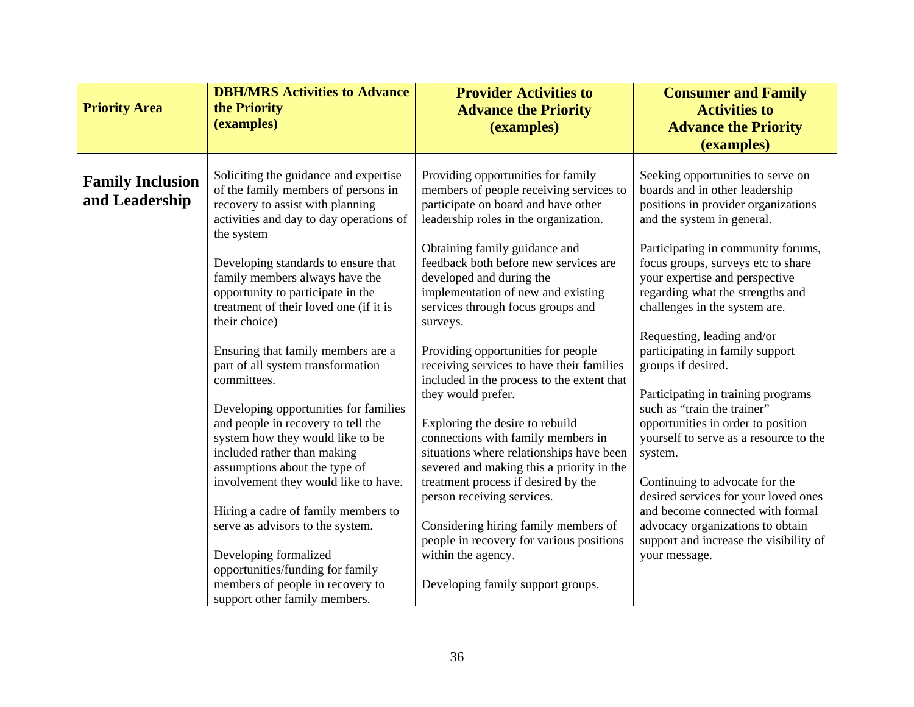| Priority Area | DBH/MRS Activities to Advance the Priority (examples) | Provider Activities to Advance the Priority (examples) | Consumer and Family Activities to Advance the Priority (examples) |
|---|---|---|---|
| **Family Inclusion and Leadership** | Soliciting the guidance and expertise of the family members of persons in recovery to assist with planning activities and day to day operations of the system<br><br>Developing standards to ensure that family members always have the opportunity to participate in the treatment of their loved one (if it is their choice)<br><br>Ensuring that family members are a part of all system transformation committees.<br><br>Developing opportunities for families and people in recovery to tell the system how they would like to be included rather than making assumptions about the type of involvement they would like to have.<br><br>Hiring a cadre of family members to serve as advisors to the system.<br><br>Developing formalized opportunities/funding for family members of people in recovery to support other family members. | Providing opportunities for family members of people receiving services to participate on board and have other leadership roles in the organization.<br><br>Obtaining family guidance and feedback both before new services are developed and during the implementation of new and existing services through focus groups and surveys.<br><br>Providing opportunities for people receiving services to have their families included in the process to the extent that they would prefer.<br><br>Exploring the desire to rebuild connections with family members in situations where relationships have been severed and making this a priority in the treatment process if desired by the person receiving services.<br><br>Considering hiring family members of people in recovery for various positions within the agency.<br><br>Developing family support groups. | Seeking opportunities to serve on boards and in other leadership positions in provider organizations and the system in general.<br><br>Participating in community forums, focus groups, surveys etc to share your expertise and perspective regarding what the strengths and challenges in the system are.<br><br>Requesting, leading and/or participating in family support groups if desired.<br><br>Participating in training programs such as "train the trainer" opportunities in order to position yourself to serve as a resource to the system.<br><br>Continuing to advocate for the desired services for your loved ones and become connected with formal advocacy organizations to obtain support and increase the visibility of your message. |